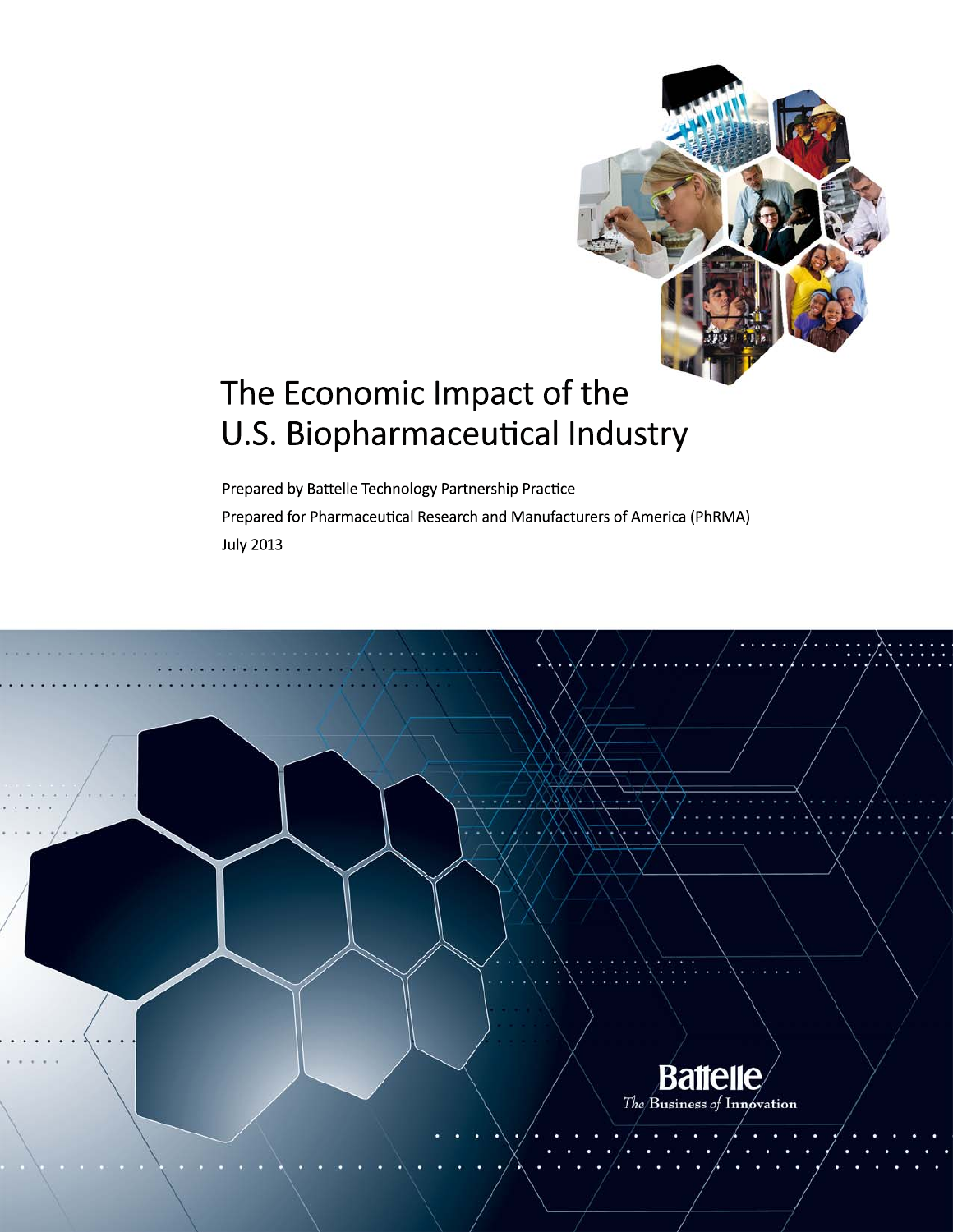# The Economic Impact of the U.S. Biopharmaceutical Industry

Prepared by Battelle Technology Partnership Practice

Prepared for Pharmaceutical Research and Manufacturers of America (PhRMA)

July 2013

Battelle

*The Business of Innovation*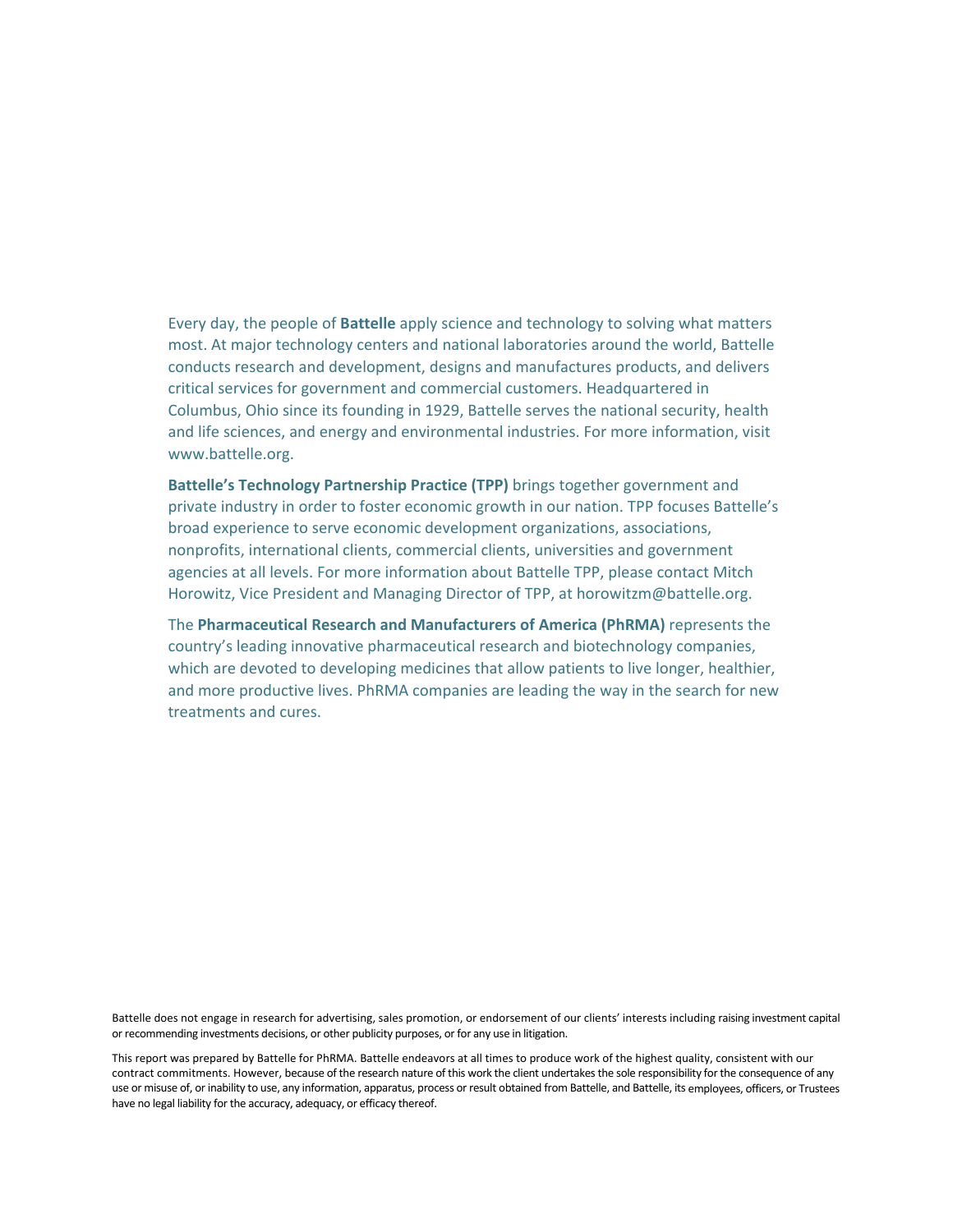Every day, the people of **Battelle** apply science and technology to solving what matters most. At major technology centers and national laboratories around the world, Battelle conducts research and development, designs and manufactures products, and delivers critical services for government and commercial customers. Headquartered in Columbus, Ohio since its founding in 1929, Battelle serves the national security, health and life sciences, and energy and environmental industries. For more information, visit www.battelle.org.

**Battelle's Technology Partnership Practice (TPP)** brings together government and private industry in order to foster economic growth in our nation. TPP focuses Battelle's broad experience to serve economic development organizations, associations, nonprofits, international clients, commercial clients, universities and government agencies at all levels. For more information about Battelle TPP, please contact Mitch Horowitz, Vice President and Managing Director of TPP, at horowitzm@battelle.org.

The **Pharmaceutical Research and Manufacturers of America (PhRMA)** represents the country's leading innovative pharmaceutical research and biotechnology companies, which are devoted to developing medicines that allow patients to live longer, healthier, and more productive lives. PhRMA companies are leading the way in the search for new treatments and cures.

Battelle does not engage in research for advertising, sales promotion, or endorsement of our clients' interests including raising investment capital or recommending investments decisions, or other publicity purposes, or for any use in litigation.

This report was prepared by Battelle for PhRMA. Battelle endeavors at all times to produce work of the highest quality, consistent with our contract commitments. However, because of the research nature of this work the client undertakes the sole responsibility for the consequence of any use or misuse of, or inability to use, any information, apparatus, process or result obtained from Battelle, and Battelle, its employees, officers, or Trustees have no legal liability for the accuracy, adequacy, or efficacy thereof.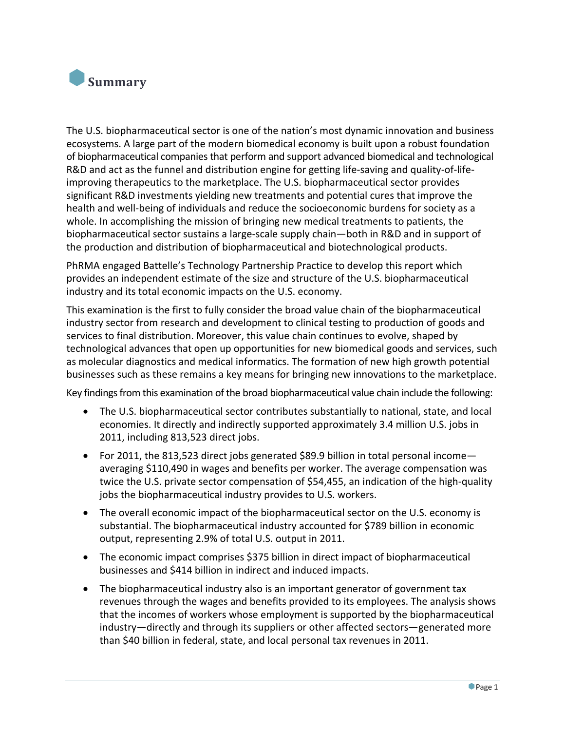# Summary

The U.S. biopharmaceutical sector is one of the nation's most dynamic innovation and business ecosystems. A large part of the modern biomedical economy is built upon a robust foundation of biopharmaceutical companies that perform and support advanced biomedical and technological R&D and act as the funnel and distribution engine for getting life-saving and quality-of-life-improving therapeutics to the marketplace. The U.S. biopharmaceutical sector provides significant R&D investments yielding new treatments and potential cures that improve the health and well-being of individuals and reduce the socioeconomic burdens for society as a whole. In accomplishing the mission of bringing new medical treatments to patients, the biopharmaceutical sector sustains a large-scale supply chain—both in R&D and in support of the production and distribution of biopharmaceutical and biotechnological products.

PhRMA engaged Battelle's Technology Partnership Practice to develop this report which provides an independent estimate of the size and structure of the U.S. biopharmaceutical industry and its total economic impacts on the U.S. economy.

This examination is the first to fully consider the broad value chain of the biopharmaceutical industry sector from research and development to clinical testing to production of goods and services to final distribution. Moreover, this value chain continues to evolve, shaped by technological advances that open up opportunities for new biomedical goods and services, such as molecular diagnostics and medical informatics. The formation of new high growth potential businesses such as these remains a key means for bringing new innovations to the marketplace.

Key findings from this examination of the broad biopharmaceutical value chain include the following:

- The U.S. biopharmaceutical sector contributes substantially to national, state, and local economies. It directly and indirectly supported approximately 3.4 million U.S. jobs in 2011, including 813,523 direct jobs.
- For 2011, the 813,523 direct jobs generated $89.9 billion in total personal income—averaging $110,490 in wages and benefits per worker. The average compensation was twice the U.S. private sector compensation of $54,455, an indication of the high-quality jobs the biopharmaceutical industry provides to U.S. workers.
- The overall economic impact of the biopharmaceutical sector on the U.S. economy is substantial. The biopharmaceutical industry accounted for $789 billion in economic output, representing 2.9% of total U.S. output in 2011.
- The economic impact comprises $375 billion in direct impact of biopharmaceutical businesses and $414 billion in indirect and induced impacts.
- The biopharmaceutical industry also is an important generator of government tax revenues through the wages and benefits provided to its employees. The analysis shows that the incomes of workers whose employment is supported by the biopharmaceutical industry—directly and through its suppliers or other affected sectors—generated more than $40 billion in federal, state, and local personal tax revenues in 2011.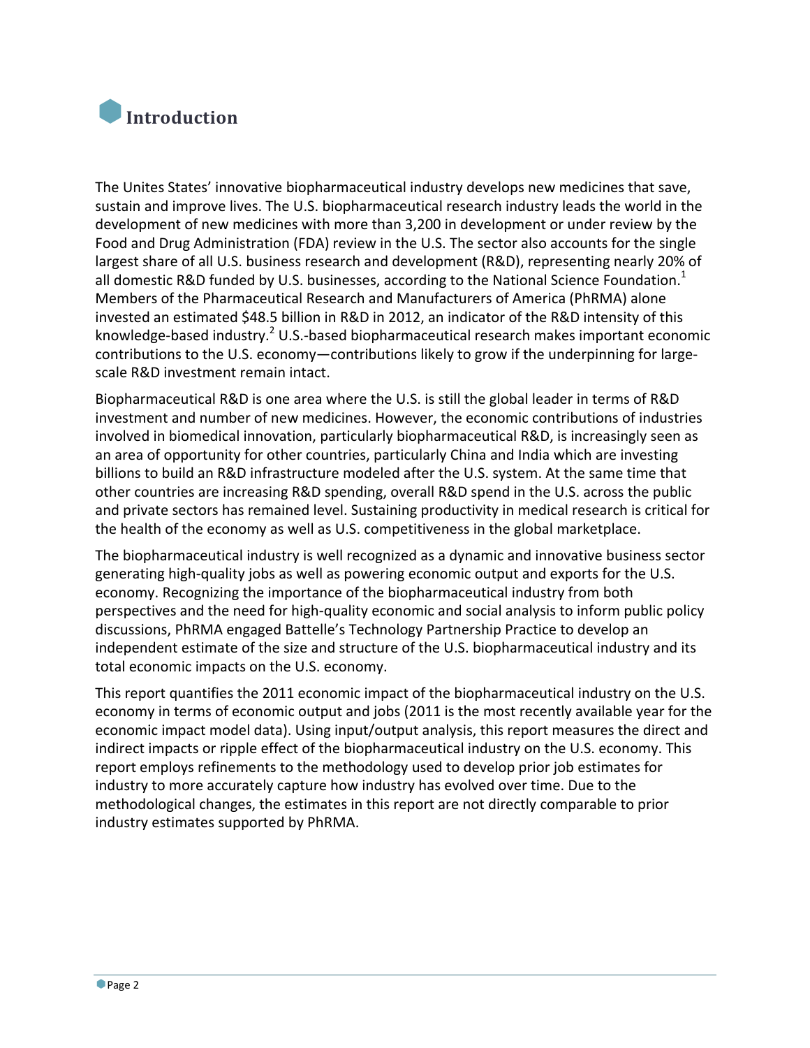# Introduction

The Unites States' innovative biopharmaceutical industry develops new medicines that save, sustain and improve lives. The U.S. biopharmaceutical research industry leads the world in the development of new medicines with more than 3,200 in development or under review by the Food and Drug Administration (FDA) review in the U.S. The sector also accounts for the single largest share of all U.S. business research and development (R&D), representing nearly 20% of all domestic R&D funded by U.S. businesses, according to the National Science Foundation.[1] Members of the Pharmaceutical Research and Manufacturers of America (PhRMA) alone invested an estimated $48.5 billion in R&D in 2012, an indicator of the R&D intensity of this knowledge-based industry.[2] U.S.-based biopharmaceutical research makes important economic contributions to the U.S. economy—contributions likely to grow if the underpinning for large-scale R&D investment remain intact.

Biopharmaceutical R&D is one area where the U.S. is still the global leader in terms of R&D investment and number of new medicines. However, the economic contributions of industries involved in biomedical innovation, particularly biopharmaceutical R&D, is increasingly seen as an area of opportunity for other countries, particularly China and India which are investing billions to build an R&D infrastructure modeled after the U.S. system. At the same time that other countries are increasing R&D spending, overall R&D spend in the U.S. across the public and private sectors has remained level. Sustaining productivity in medical research is critical for the health of the economy as well as U.S. competitiveness in the global marketplace.

The biopharmaceutical industry is well recognized as a dynamic and innovative business sector generating high-quality jobs as well as powering economic output and exports for the U.S. economy. Recognizing the importance of the biopharmaceutical industry from both perspectives and the need for high-quality economic and social analysis to inform public policy discussions, PhRMA engaged Battelle's Technology Partnership Practice to develop an independent estimate of the size and structure of the U.S. biopharmaceutical industry and its total economic impacts on the U.S. economy.

This report quantifies the 2011 economic impact of the biopharmaceutical industry on the U.S. economy in terms of economic output and jobs (2011 is the most recently available year for the economic impact model data). Using input/output analysis, this report measures the direct and indirect impacts or ripple effect of the biopharmaceutical industry on the U.S. economy. This report employs refinements to the methodology used to develop prior job estimates for industry to more accurately capture how industry has evolved over time. Due to the methodological changes, the estimates in this report are not directly comparable to prior industry estimates supported by PhRMA.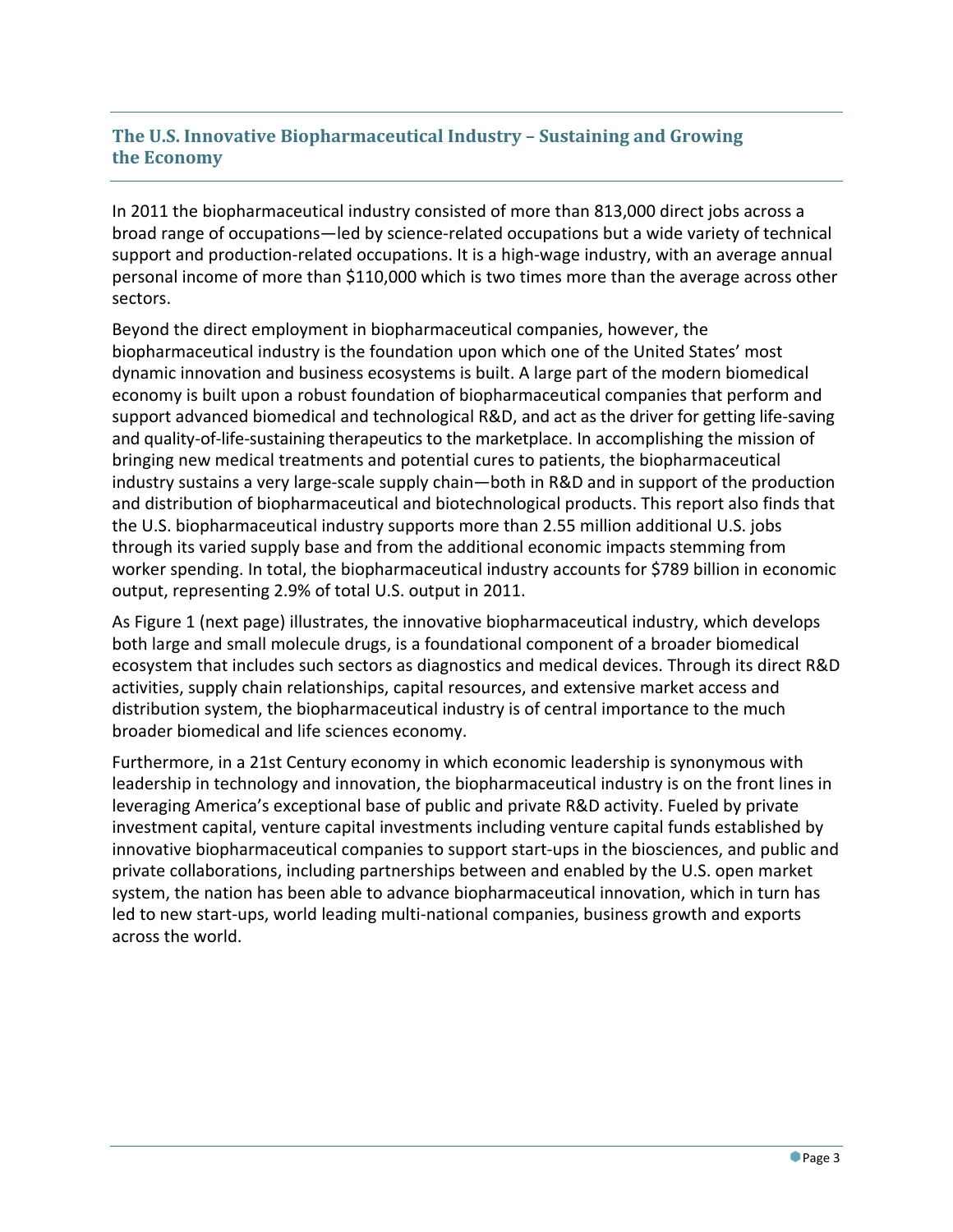## The U.S. Innovative Biopharmaceutical Industry – Sustaining and Growing the Economy

In 2011 the biopharmaceutical industry consisted of more than 813,000 direct jobs across a broad range of occupations—led by science-related occupations but a wide variety of technical support and production-related occupations. It is a high-wage industry, with an average annual personal income of more than $110,000 which is two times more than the average across other sectors.

Beyond the direct employment in biopharmaceutical companies, however, the biopharmaceutical industry is the foundation upon which one of the United States' most dynamic innovation and business ecosystems is built. A large part of the modern biomedical economy is built upon a robust foundation of biopharmaceutical companies that perform and support advanced biomedical and technological R&D, and act as the driver for getting life-saving and quality-of-life-sustaining therapeutics to the marketplace. In accomplishing the mission of bringing new medical treatments and potential cures to patients, the biopharmaceutical industry sustains a very large-scale supply chain—both in R&D and in support of the production and distribution of biopharmaceutical and biotechnological products. This report also finds that the U.S. biopharmaceutical industry supports more than 2.55 million additional U.S. jobs through its varied supply base and from the additional economic impacts stemming from worker spending. In total, the biopharmaceutical industry accounts for $789 billion in economic output, representing 2.9% of total U.S. output in 2011.

As Figure 1 (next page) illustrates, the innovative biopharmaceutical industry, which develops both large and small molecule drugs, is a foundational component of a broader biomedical ecosystem that includes such sectors as diagnostics and medical devices. Through its direct R&D activities, supply chain relationships, capital resources, and extensive market access and distribution system, the biopharmaceutical industry is of central importance to the much broader biomedical and life sciences economy.

Furthermore, in a 21st Century economy in which economic leadership is synonymous with leadership in technology and innovation, the biopharmaceutical industry is on the front lines in leveraging America's exceptional base of public and private R&D activity. Fueled by private investment capital, venture capital investments including venture capital funds established by innovative biopharmaceutical companies to support start-ups in the biosciences, and public and private collaborations, including partnerships between and enabled by the U.S. open market system, the nation has been able to advance biopharmaceutical innovation, which in turn has led to new start-ups, world leading multi-national companies, business growth and exports across the world.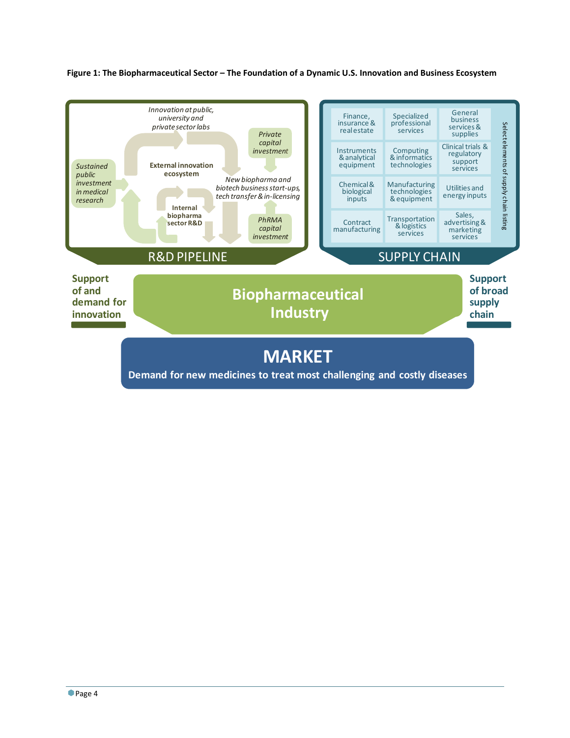**Figure 1: The Biopharmaceutical Sector – The Foundation of a Dynamic U.S. Innovation and Business Ecosystem**

**R&D PIPELINE**

- *Innovation at public, university and private sector labs*
- **External innovation ecosystem**
- *Private capital investment*
- *Sustained public investment in medical research*
- *New biopharma and biotech business start-ups, tech transfer & in-licensing*
- **Internal biopharma sector R&D**
- *PhRMA capital investment*

**SUPPLY CHAIN**

Select elements of supply chain listing

| | | |
|---|---|---|
| Finance, insurance & real estate | Specialized professional services | General business services & supplies |
| Instruments & analytical equipment | Computing & informatics technologies | Clinical trials & regulatory support services |
| Chemical & biological inputs | Manufacturing technologies & equipment | Utilities and energy inputs |
| Contract manufacturing | Transportation & logistics services | Sales, advertising & marketing services |

**Support of and demand for innovation**

**Biopharmaceutical Industry**

**Support of broad supply chain**

**MARKET**

**Demand for new medicines to treat most challenging and costly diseases**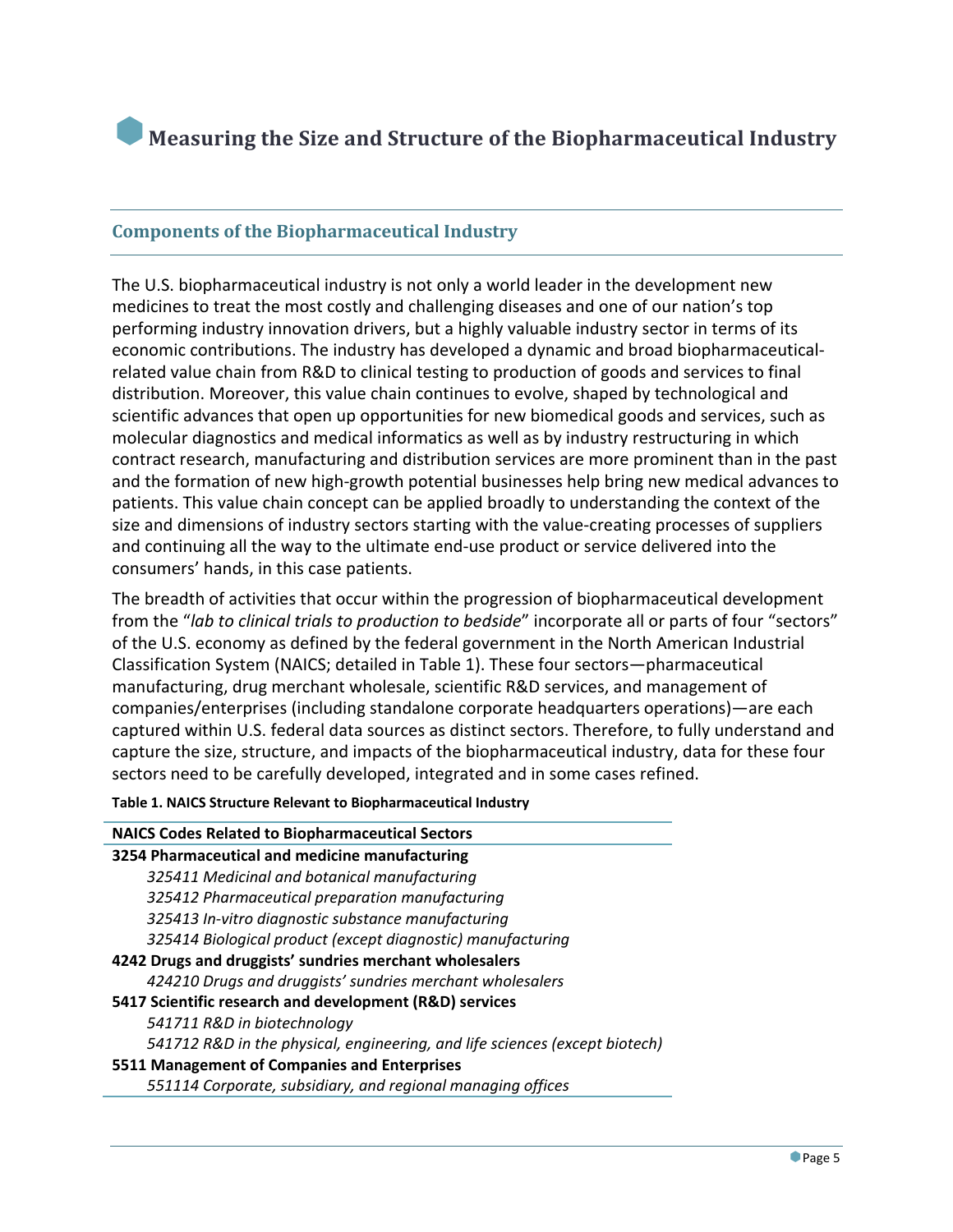# Measuring the Size and Structure of the Biopharmaceutical Industry

## Components of the Biopharmaceutical Industry

The U.S. biopharmaceutical industry is not only a world leader in the development new medicines to treat the most costly and challenging diseases and one of our nation's top performing industry innovation drivers, but a highly valuable industry sector in terms of its economic contributions. The industry has developed a dynamic and broad biopharmaceutical-related value chain from R&D to clinical testing to production of goods and services to final distribution. Moreover, this value chain continues to evolve, shaped by technological and scientific advances that open up opportunities for new biomedical goods and services, such as molecular diagnostics and medical informatics as well as by industry restructuring in which contract research, manufacturing and distribution services are more prominent than in the past and the formation of new high-growth potential businesses help bring new medical advances to patients. This value chain concept can be applied broadly to understanding the context of the size and dimensions of industry sectors starting with the value-creating processes of suppliers and continuing all the way to the ultimate end-use product or service delivered into the consumers' hands, in this case patients.

The breadth of activities that occur within the progression of biopharmaceutical development from the "*lab to clinical trials to production to bedside*" incorporate all or parts of four "sectors" of the U.S. economy as defined by the federal government in the North American Industrial Classification System (NAICS; detailed in Table 1). These four sectors—pharmaceutical manufacturing, drug merchant wholesale, scientific R&D services, and management of companies/enterprises (including standalone corporate headquarters operations)—are each captured within U.S. federal data sources as distinct sectors. Therefore, to fully understand and capture the size, structure, and impacts of the biopharmaceutical industry, data for these four sectors need to be carefully developed, integrated and in some cases refined.

**Table 1. NAICS Structure Relevant to Biopharmaceutical Industry**

| NAICS Codes Related to Biopharmaceutical Sectors |
|---|
| **3254 Pharmaceutical and medicine manufacturing** |
| *325411 Medicinal and botanical manufacturing* |
| *325412 Pharmaceutical preparation manufacturing* |
| *325413 In-vitro diagnostic substance manufacturing* |
| *325414 Biological product (except diagnostic) manufacturing* |
| **4242 Drugs and druggists' sundries merchant wholesalers** |
| *424210 Drugs and druggists' sundries merchant wholesalers* |
| **5417 Scientific research and development (R&D) services** |
| *541711 R&D in biotechnology* |
| *541712 R&D in the physical, engineering, and life sciences (except biotech)* |
| **5511 Management of Companies and Enterprises** |
| *551114 Corporate, subsidiary, and regional managing offices* |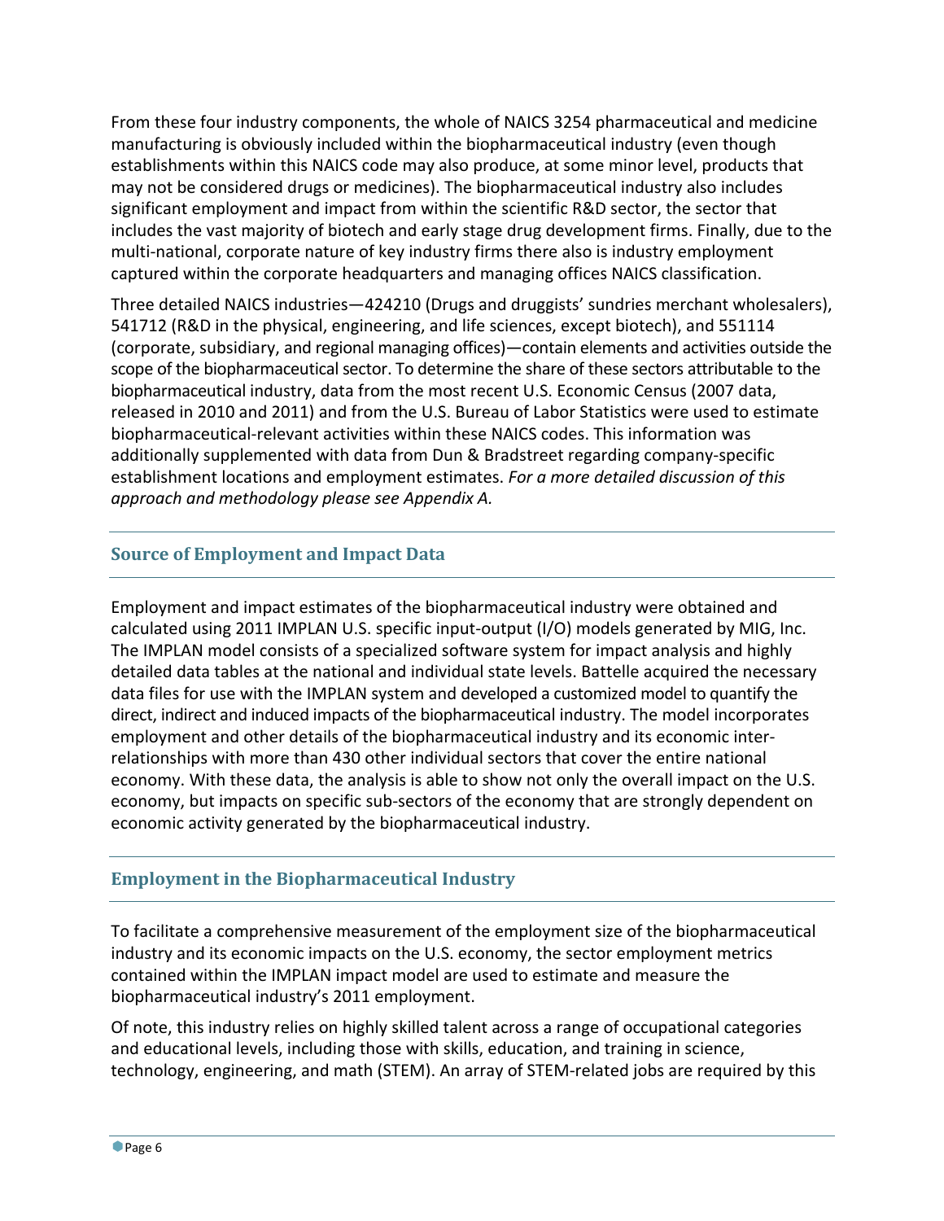From these four industry components, the whole of NAICS 3254 pharmaceutical and medicine manufacturing is obviously included within the biopharmaceutical industry (even though establishments within this NAICS code may also produce, at some minor level, products that may not be considered drugs or medicines). The biopharmaceutical industry also includes significant employment and impact from within the scientific R&D sector, the sector that includes the vast majority of biotech and early stage drug development firms. Finally, due to the multi-national, corporate nature of key industry firms there also is industry employment captured within the corporate headquarters and managing offices NAICS classification.

Three detailed NAICS industries—424210 (Drugs and druggists' sundries merchant wholesalers), 541712 (R&D in the physical, engineering, and life sciences, except biotech), and 551114 (corporate, subsidiary, and regional managing offices)—contain elements and activities outside the scope of the biopharmaceutical sector. To determine the share of these sectors attributable to the biopharmaceutical industry, data from the most recent U.S. Economic Census (2007 data, released in 2010 and 2011) and from the U.S. Bureau of Labor Statistics were used to estimate biopharmaceutical-relevant activities within these NAICS codes. This information was additionally supplemented with data from Dun & Bradstreet regarding company-specific establishment locations and employment estimates. *For a more detailed discussion of this approach and methodology please see Appendix A.*

## Source of Employment and Impact Data

Employment and impact estimates of the biopharmaceutical industry were obtained and calculated using 2011 IMPLAN U.S. specific input-output (I/O) models generated by MIG, Inc. The IMPLAN model consists of a specialized software system for impact analysis and highly detailed data tables at the national and individual state levels. Battelle acquired the necessary data files for use with the IMPLAN system and developed a customized model to quantify the direct, indirect and induced impacts of the biopharmaceutical industry. The model incorporates employment and other details of the biopharmaceutical industry and its economic inter-relationships with more than 430 other individual sectors that cover the entire national economy. With these data, the analysis is able to show not only the overall impact on the U.S. economy, but impacts on specific sub-sectors of the economy that are strongly dependent on economic activity generated by the biopharmaceutical industry.

## Employment in the Biopharmaceutical Industry

To facilitate a comprehensive measurement of the employment size of the biopharmaceutical industry and its economic impacts on the U.S. economy, the sector employment metrics contained within the IMPLAN impact model are used to estimate and measure the biopharmaceutical industry's 2011 employment.

Of note, this industry relies on highly skilled talent across a range of occupational categories and educational levels, including those with skills, education, and training in science, technology, engineering, and math (STEM). An array of STEM-related jobs are required by this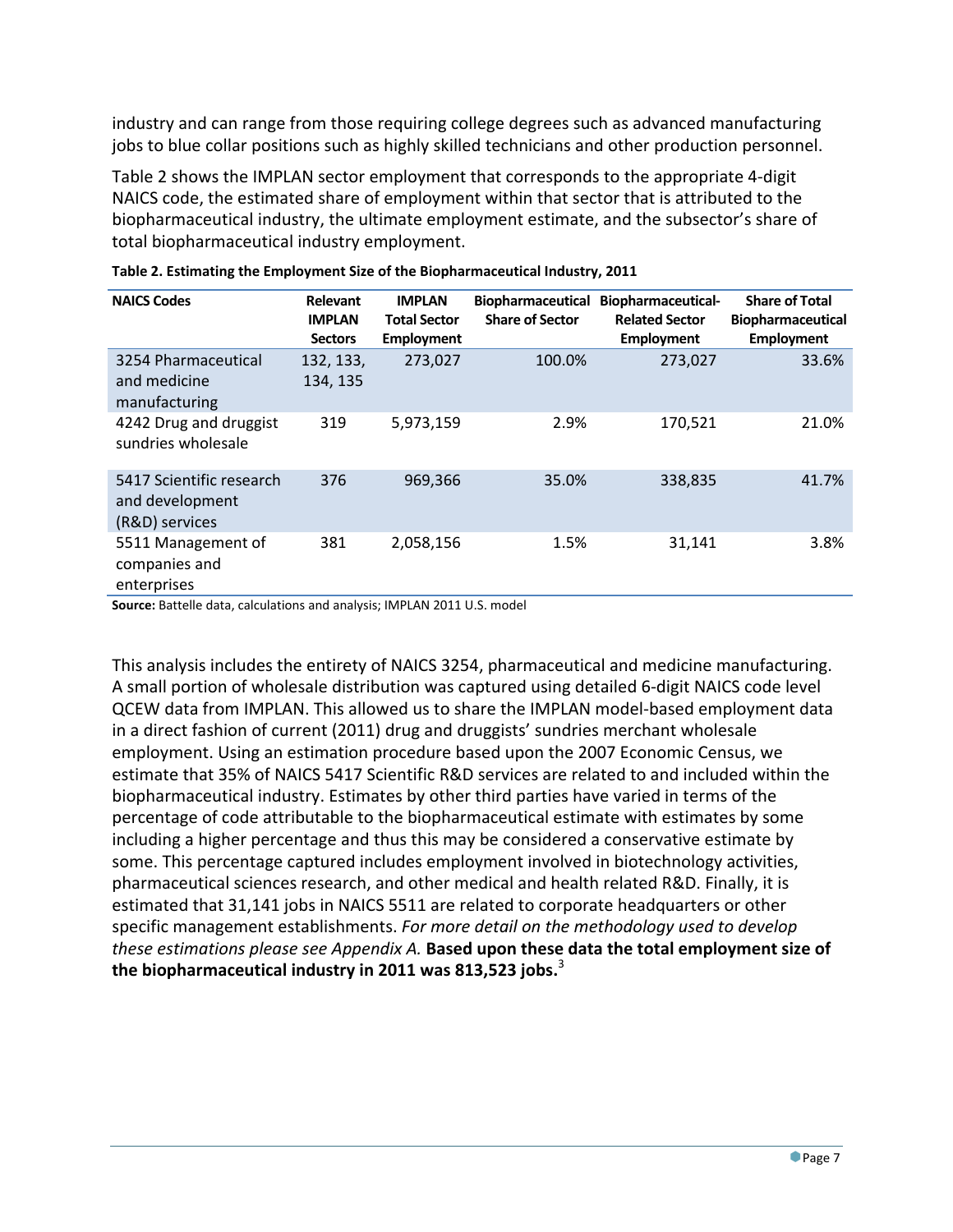industry and can range from those requiring college degrees such as advanced manufacturing jobs to blue collar positions such as highly skilled technicians and other production personnel.

Table 2 shows the IMPLAN sector employment that corresponds to the appropriate 4-digit NAICS code, the estimated share of employment within that sector that is attributed to the biopharmaceutical industry, the ultimate employment estimate, and the subsector's share of total biopharmaceutical industry employment.

**Table 2. Estimating the Employment Size of the Biopharmaceutical Industry, 2011**

| NAICS Codes | Relevant IMPLAN Sectors | IMPLAN Total Sector Employment | Biopharmaceutical Share of Sector | Biopharmaceutical-Related Sector Employment | Share of Total Biopharmaceutical Employment |
|---|---|---|---|---|---|
| 3254 Pharmaceutical and medicine manufacturing | 132, 133, 134, 135 | 273,027 | 100.0% | 273,027 | 33.6% |
| 4242 Drug and druggist sundries wholesale | 319 | 5,973,159 | 2.9% | 170,521 | 21.0% |
| 5417 Scientific research and development (R&D) services | 376 | 969,366 | 35.0% | 338,835 | 41.7% |
| 5511 Management of companies and enterprises | 381 | 2,058,156 | 1.5% | 31,141 | 3.8% |

**Source:** Battelle data, calculations and analysis; IMPLAN 2011 U.S. model

This analysis includes the entirety of NAICS 3254, pharmaceutical and medicine manufacturing. A small portion of wholesale distribution was captured using detailed 6-digit NAICS code level QCEW data from IMPLAN. This allowed us to share the IMPLAN model-based employment data in a direct fashion of current (2011) drug and druggists' sundries merchant wholesale employment. Using an estimation procedure based upon the 2007 Economic Census, we estimate that 35% of NAICS 5417 Scientific R&D services are related to and included within the biopharmaceutical industry. Estimates by other third parties have varied in terms of the percentage of code attributable to the biopharmaceutical estimate with estimates by some including a higher percentage and thus this may be considered a conservative estimate by some. This percentage captured includes employment involved in biotechnology activities, pharmaceutical sciences research, and other medical and health related R&D. Finally, it is estimated that 31,141 jobs in NAICS 5511 are related to corporate headquarters or other specific management establishments. *For more detail on the methodology used to develop these estimations please see Appendix A.* **Based upon these data the total employment size of the biopharmaceutical industry in 2011 was 813,523 jobs.**[3]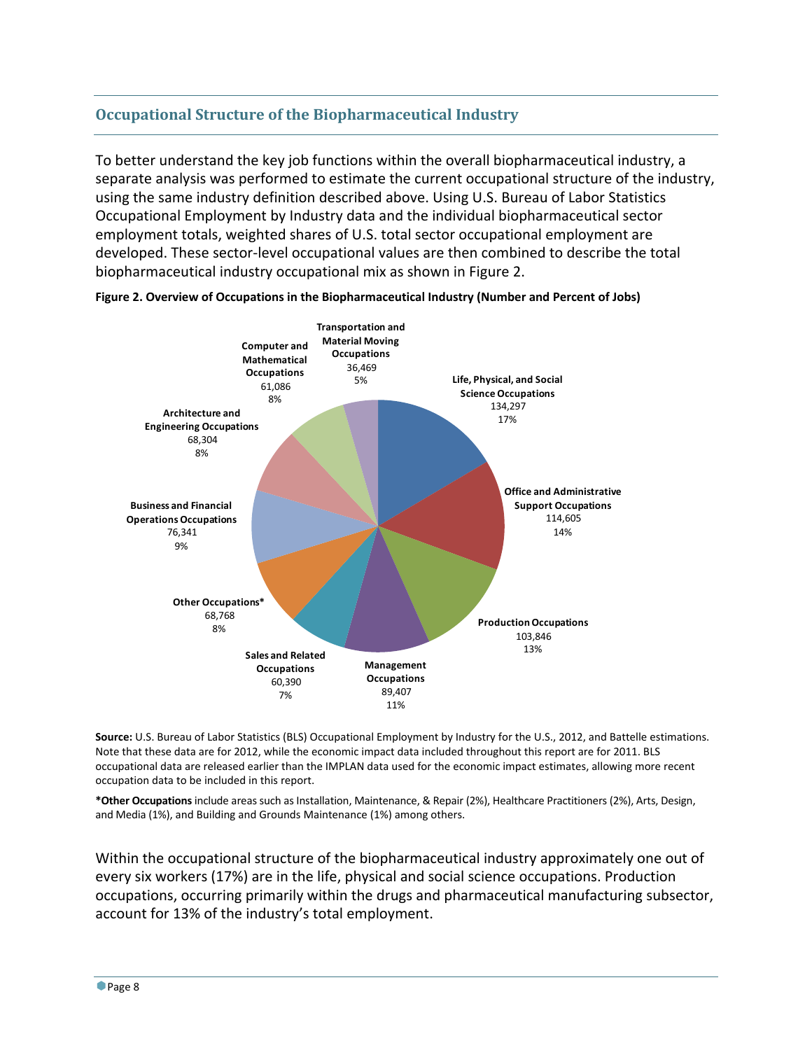## Occupational Structure of the Biopharmaceutical Industry

To better understand the key job functions within the overall biopharmaceutical industry, a separate analysis was performed to estimate the current occupational structure of the industry, using the same industry definition described above. Using U.S. Bureau of Labor Statistics Occupational Employment by Industry data and the individual biopharmaceutical sector employment totals, weighted shares of U.S. total sector occupational employment are developed. These sector-level occupational values are then combined to describe the total biopharmaceutical industry occupational mix as shown in Figure 2.

**Figure 2. Overview of Occupations in the Biopharmaceutical Industry (Number and Percent of Jobs)**

| Occupation | Number of Jobs | Percent |
|---|---|---|
| Life, Physical, and Social Science Occupations | 134,297 | 17% |
| Office and Administrative Support Occupations | 114,605 | 14% |
| Production Occupations | 103,846 | 13% |
| Management Occupations | 89,407 | 11% |
| Sales and Related Occupations | 60,390 | 7% |
| Other Occupations* | 68,768 | 8% |
| Business and Financial Operations Occupations | 76,341 | 9% |
| Architecture and Engineering Occupations | 68,304 | 8% |
| Computer and Mathematical Occupations | 61,086 | 8% |
| Transportation and Material Moving Occupations | 36,469 | 5% |

**Source:** U.S. Bureau of Labor Statistics (BLS) Occupational Employment by Industry for the U.S., 2012, and Battelle estimations. Note that these data are for 2012, while the economic impact data included throughout this report are for 2011. BLS occupational data are released earlier than the IMPLAN data used for the economic impact estimates, allowing more recent occupation data to be included in this report.

***Other Occupations** include areas such as Installation, Maintenance, & Repair (2%), Healthcare Practitioners (2%), Arts, Design, and Media (1%), and Building and Grounds Maintenance (1%) among others.

Within the occupational structure of the biopharmaceutical industry approximately one out of every six workers (17%) are in the life, physical and social science occupations. Production occupations, occurring primarily within the drugs and pharmaceutical manufacturing subsector, account for 13% of the industry's total employment.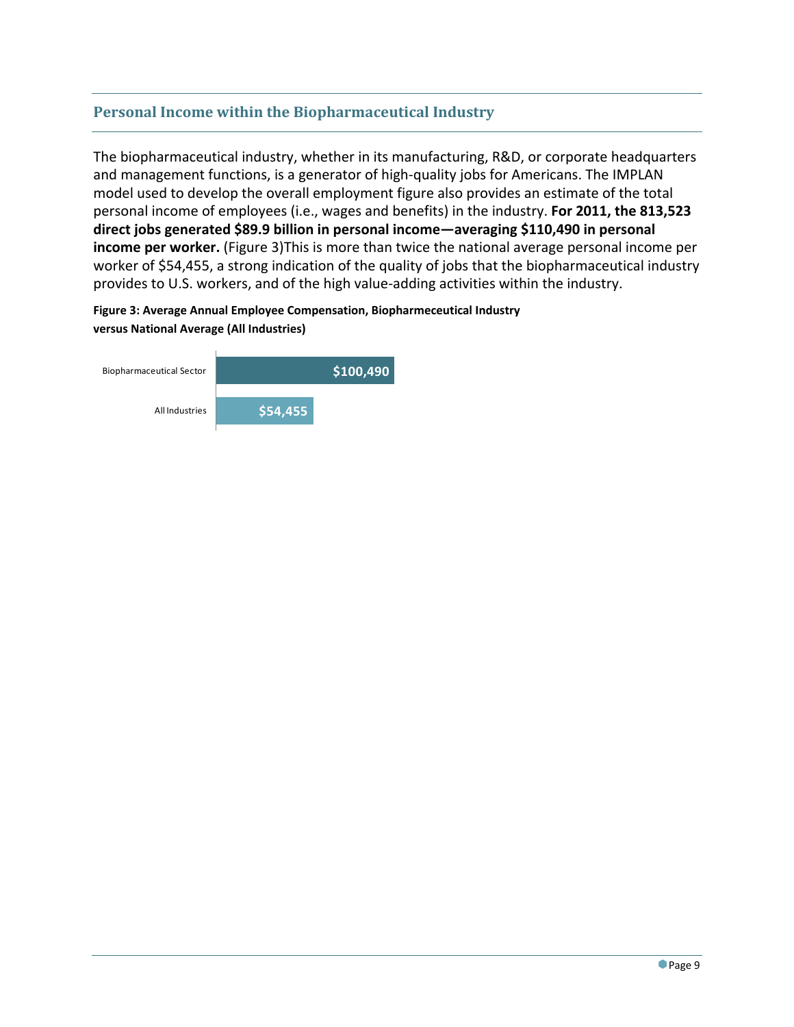## Personal Income within the Biopharmaceutical Industry

The biopharmaceutical industry, whether in its manufacturing, R&D, or corporate headquarters and management functions, is a generator of high-quality jobs for Americans. The IMPLAN model used to develop the overall employment figure also provides an estimate of the total personal income of employees (i.e., wages and benefits) in the industry. **For 2011, the 813,523 direct jobs generated $89.9 billion in personal income—averaging $110,490 in personal income per worker.** (Figure 3)This is more than twice the national average personal income per worker of $54,455, a strong indication of the quality of jobs that the biopharmaceutical industry provides to U.S. workers, and of the high value-adding activities within the industry.

**Figure 3: Average Annual Employee Compensation, Biopharmeceutical Industry versus National Average (All Industries)**

| | |
|---|---|
| Biopharmaceutical Sector | $100,490 |
| All Industries | $54,455 |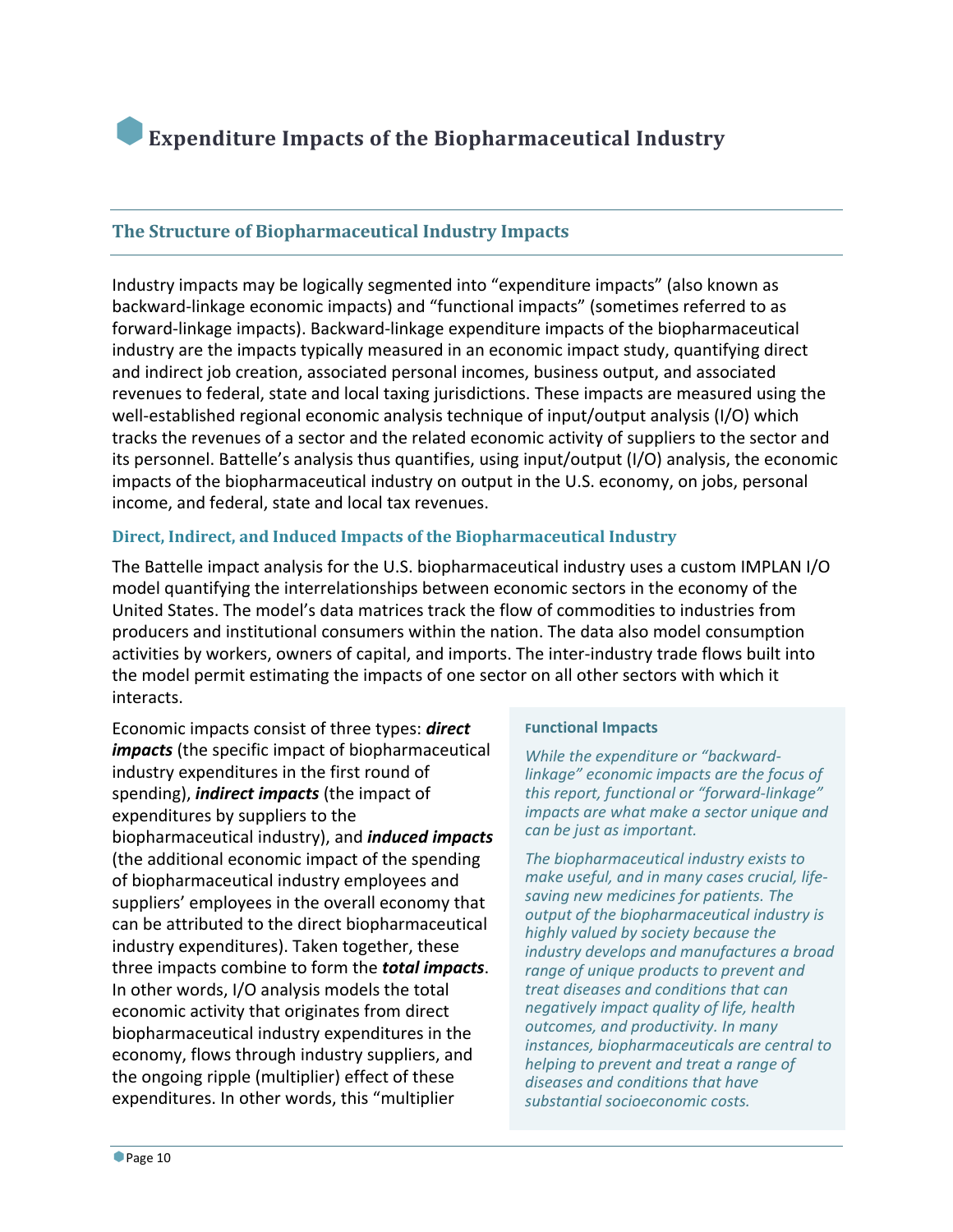# Expenditure Impacts of the Biopharmaceutical Industry

## The Structure of Biopharmaceutical Industry Impacts

Industry impacts may be logically segmented into "expenditure impacts" (also known as backward-linkage economic impacts) and "functional impacts" (sometimes referred to as forward-linkage impacts). Backward-linkage expenditure impacts of the biopharmaceutical industry are the impacts typically measured in an economic impact study, quantifying direct and indirect job creation, associated personal incomes, business output, and associated revenues to federal, state and local taxing jurisdictions. These impacts are measured using the well-established regional economic analysis technique of input/output analysis (I/O) which tracks the revenues of a sector and the related economic activity of suppliers to the sector and its personnel. Battelle's analysis thus quantifies, using input/output (I/O) analysis, the economic impacts of the biopharmaceutical industry on output in the U.S. economy, on jobs, personal income, and federal, state and local tax revenues.

### Direct, Indirect, and Induced Impacts of the Biopharmaceutical Industry

The Battelle impact analysis for the U.S. biopharmaceutical industry uses a custom IMPLAN I/O model quantifying the interrelationships between economic sectors in the economy of the United States. The model's data matrices track the flow of commodities to industries from producers and institutional consumers within the nation. The data also model consumption activities by workers, owners of capital, and imports. The inter-industry trade flows built into the model permit estimating the impacts of one sector on all other sectors with which it interacts.

Economic impacts consist of three types: ***direct impacts*** (the specific impact of biopharmaceutical industry expenditures in the first round of spending), ***indirect impacts*** (the impact of expenditures by suppliers to the biopharmaceutical industry), and ***induced impacts*** (the additional economic impact of the spending of biopharmaceutical industry employees and suppliers' employees in the overall economy that can be attributed to the direct biopharmaceutical industry expenditures). Taken together, these three impacts combine to form the ***total impacts***. In other words, I/O analysis models the total economic activity that originates from direct biopharmaceutical industry expenditures in the economy, flows through industry suppliers, and the ongoing ripple (multiplier) effect of these expenditures. In other words, this "multiplier

> **Functional Impacts**
>
> *While the expenditure or "backward-linkage" economic impacts are the focus of this report, functional or "forward-linkage" impacts are what make a sector unique and can be just as important.*
>
> *The biopharmaceutical industry exists to make useful, and in many cases crucial, life-saving new medicines for patients. The output of the biopharmaceutical industry is highly valued by society because the industry develops and manufactures a broad range of unique products to prevent and treat diseases and conditions that can negatively impact quality of life, health outcomes, and productivity. In many instances, biopharmaceuticals are central to helping to prevent and treat a range of diseases and conditions that have substantial socioeconomic costs.*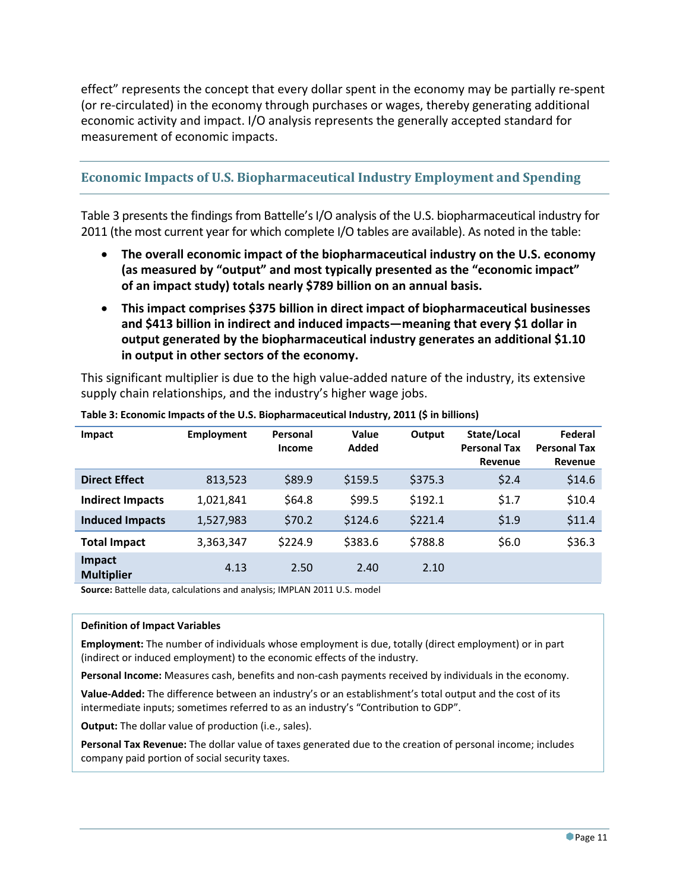effect" represents the concept that every dollar spent in the economy may be partially re-spent (or re-circulated) in the economy through purchases or wages, thereby generating additional economic activity and impact. I/O analysis represents the generally accepted standard for measurement of economic impacts.

## Economic Impacts of U.S. Biopharmaceutical Industry Employment and Spending

Table 3 presents the findings from Battelle's I/O analysis of the U.S. biopharmaceutical industry for 2011 (the most current year for which complete I/O tables are available). As noted in the table:

- **The overall economic impact of the biopharmaceutical industry on the U.S. economy (as measured by "output" and most typically presented as the "economic impact" of an impact study) totals nearly $789 billion on an annual basis.**
- **This impact comprises $375 billion in direct impact of biopharmaceutical businesses and $413 billion in indirect and induced impacts—meaning that every $1 dollar in output generated by the biopharmaceutical industry generates an additional $1.10 in output in other sectors of the economy.**

This significant multiplier is due to the high value-added nature of the industry, its extensive supply chain relationships, and the industry's higher wage jobs.

**Table 3: Economic Impacts of the U.S. Biopharmaceutical Industry, 2011 ($ in billions)**

| Impact | Employment | Personal Income | Value Added | Output | State/Local Personal Tax Revenue | Federal Personal Tax Revenue |
|---|---|---|---|---|---|---|
| **Direct Effect** | 813,523 | $89.9 | $159.5 | $375.3 | $2.4 | $14.6 |
| **Indirect Impacts** | 1,021,841 | $64.8 | $99.5 | $192.1 | $1.7 | $10.4 |
| **Induced Impacts** | 1,527,983 | $70.2 | $124.6 | $221.4 | $1.9 | $11.4 |
| **Total Impact** | 3,363,347 | $224.9 | $383.6 | $788.8 | $6.0 | $36.3 |
| **Impact Multiplier** | 4.13 | 2.50 | 2.40 | 2.10 | | |

**Source:** Battelle data, calculations and analysis; IMPLAN 2011 U.S. model

**Definition of Impact Variables**

**Employment:** The number of individuals whose employment is due, totally (direct employment) or in part (indirect or induced employment) to the economic effects of the industry.

**Personal Income:** Measures cash, benefits and non-cash payments received by individuals in the economy.

**Value-Added:** The difference between an industry's or an establishment's total output and the cost of its intermediate inputs; sometimes referred to as an industry's "Contribution to GDP".

**Output:** The dollar value of production (i.e., sales).

**Personal Tax Revenue:** The dollar value of taxes generated due to the creation of personal income; includes company paid portion of social security taxes.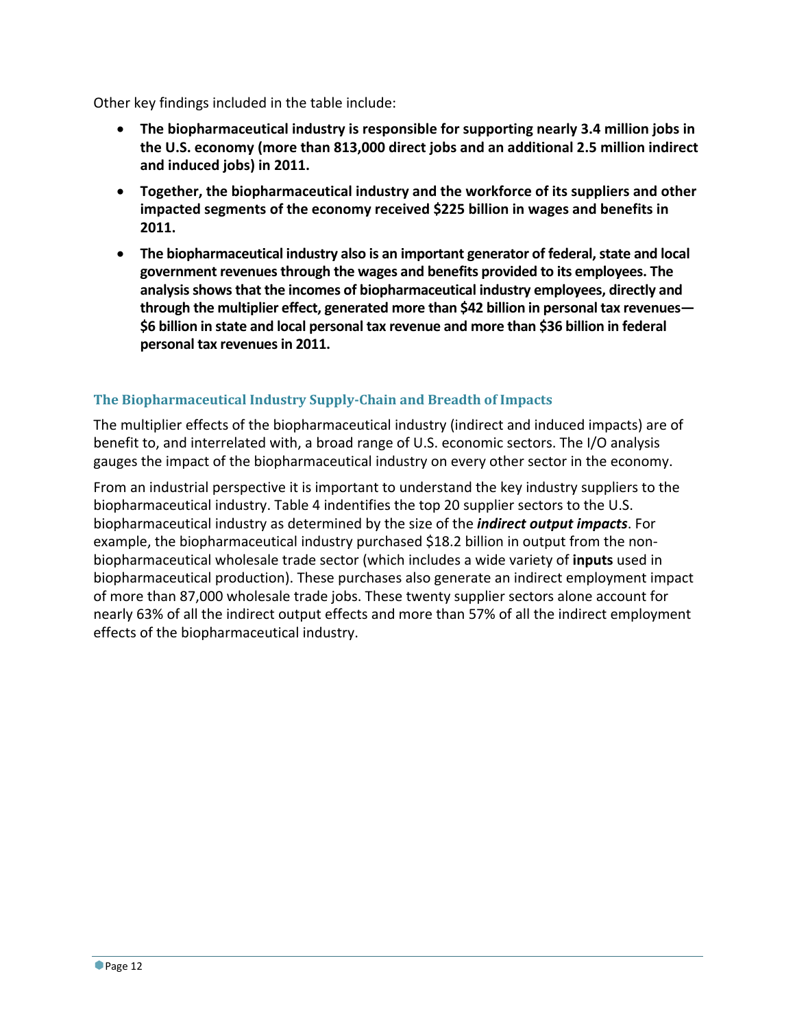Other key findings included in the table include:

- **The biopharmaceutical industry is responsible for supporting nearly 3.4 million jobs in the U.S. economy (more than 813,000 direct jobs and an additional 2.5 million indirect and induced jobs) in 2011.**
- **Together, the biopharmaceutical industry and the workforce of its suppliers and other impacted segments of the economy received $225 billion in wages and benefits in 2011.**
- **The biopharmaceutical industry also is an important generator of federal, state and local government revenues through the wages and benefits provided to its employees. The analysis shows that the incomes of biopharmaceutical industry employees, directly and through the multiplier effect, generated more than $42 billion in personal tax revenues—$6 billion in state and local personal tax revenue and more than $36 billion in federal personal tax revenues in 2011.**

### The Biopharmaceutical Industry Supply-Chain and Breadth of Impacts

The multiplier effects of the biopharmaceutical industry (indirect and induced impacts) are of benefit to, and interrelated with, a broad range of U.S. economic sectors. The I/O analysis gauges the impact of the biopharmaceutical industry on every other sector in the economy.

From an industrial perspective it is important to understand the key industry suppliers to the biopharmaceutical industry. Table 4 indentifies the top 20 supplier sectors to the U.S. biopharmaceutical industry as determined by the size of the ***indirect output impacts***. For example, the biopharmaceutical industry purchased $18.2 billion in output from the non-biopharmaceutical wholesale trade sector (which includes a wide variety of **inputs** used in biopharmaceutical production). These purchases also generate an indirect employment impact of more than 87,000 wholesale trade jobs. These twenty supplier sectors alone account for nearly 63% of all the indirect output effects and more than 57% of all the indirect employment effects of the biopharmaceutical industry.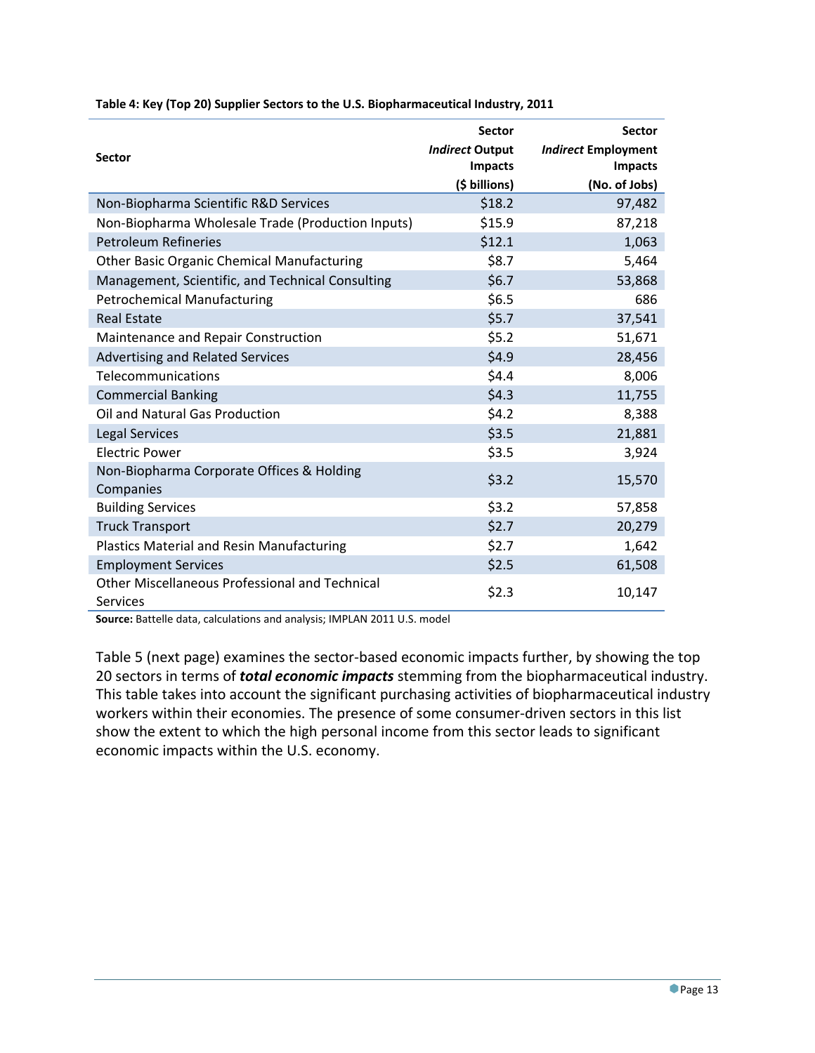**Table 4: Key (Top 20) Supplier Sectors to the U.S. Biopharmaceutical Industry, 2011**

| Sector | Sector *Indirect* Output Impacts ($ billions) | Sector *Indirect* Employment Impacts (No. of Jobs) |
|---|---|---|
| Non-Biopharma Scientific R&D Services | $18.2 | 97,482 |
| Non-Biopharma Wholesale Trade (Production Inputs) | $15.9 | 87,218 |
| Petroleum Refineries | $12.1 | 1,063 |
| Other Basic Organic Chemical Manufacturing | $8.7 | 5,464 |
| Management, Scientific, and Technical Consulting | $6.7 | 53,868 |
| Petrochemical Manufacturing | $6.5 | 686 |
| Real Estate | $5.7 | 37,541 |
| Maintenance and Repair Construction | $5.2 | 51,671 |
| Advertising and Related Services | $4.9 | 28,456 |
| Telecommunications | $4.4 | 8,006 |
| Commercial Banking | $4.3 | 11,755 |
| Oil and Natural Gas Production | $4.2 | 8,388 |
| Legal Services | $3.5 | 21,881 |
| Electric Power | $3.5 | 3,924 |
| Non-Biopharma Corporate Offices & Holding Companies | $3.2 | 15,570 |
| Building Services | $3.2 | 57,858 |
| Truck Transport | $2.7 | 20,279 |
| Plastics Material and Resin Manufacturing | $2.7 | 1,642 |
| Employment Services | $2.5 | 61,508 |
| Other Miscellaneous Professional and Technical Services | $2.3 | 10,147 |

**Source:** Battelle data, calculations and analysis; IMPLAN 2011 U.S. model

Table 5 (next page) examines the sector-based economic impacts further, by showing the top 20 sectors in terms of ***total economic impacts*** stemming from the biopharmaceutical industry. This table takes into account the significant purchasing activities of biopharmaceutical industry workers within their economies. The presence of some consumer-driven sectors in this list show the extent to which the high personal income from this sector leads to significant economic impacts within the U.S. economy.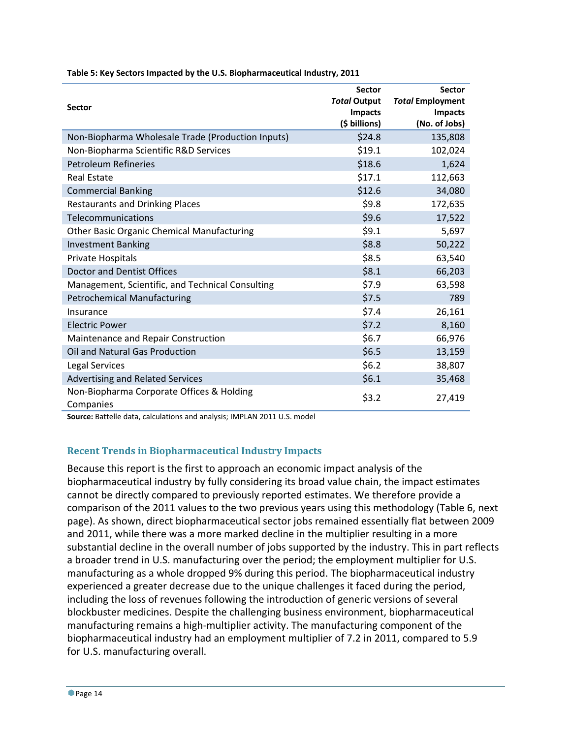**Table 5: Key Sectors Impacted by the U.S. Biopharmaceutical Industry, 2011**

| Sector | Sector *Total* Output Impacts ($ billions) | Sector *Total* Employment Impacts (No. of Jobs) |
|---|---|---|
| Non-Biopharma Wholesale Trade (Production Inputs) | $24.8 | 135,808 |
| Non-Biopharma Scientific R&D Services | $19.1 | 102,024 |
| Petroleum Refineries | $18.6 | 1,624 |
| Real Estate | $17.1 | 112,663 |
| Commercial Banking | $12.6 | 34,080 |
| Restaurants and Drinking Places | $9.8 | 172,635 |
| Telecommunications | $9.6 | 17,522 |
| Other Basic Organic Chemical Manufacturing | $9.1 | 5,697 |
| Investment Banking | $8.8 | 50,222 |
| Private Hospitals | $8.5 | 63,540 |
| Doctor and Dentist Offices | $8.1 | 66,203 |
| Management, Scientific, and Technical Consulting | $7.9 | 63,598 |
| Petrochemical Manufacturing | $7.5 | 789 |
| Insurance | $7.4 | 26,161 |
| Electric Power | $7.2 | 8,160 |
| Maintenance and Repair Construction | $6.7 | 66,976 |
| Oil and Natural Gas Production | $6.5 | 13,159 |
| Legal Services | $6.2 | 38,807 |
| Advertising and Related Services | $6.1 | 35,468 |
| Non-Biopharma Corporate Offices & Holding Companies | $3.2 | 27,419 |

**Source:** Battelle data, calculations and analysis; IMPLAN 2011 U.S. model

## Recent Trends in Biopharmaceutical Industry Impacts

Because this report is the first to approach an economic impact analysis of the biopharmaceutical industry by fully considering its broad value chain, the impact estimates cannot be directly compared to previously reported estimates. We therefore provide a comparison of the 2011 values to the two previous years using this methodology (Table 6, next page). As shown, direct biopharmaceutical sector jobs remained essentially flat between 2009 and 2011, while there was a more marked decline in the multiplier resulting in a more substantial decline in the overall number of jobs supported by the industry. This in part reflects a broader trend in U.S. manufacturing over the period; the employment multiplier for U.S. manufacturing as a whole dropped 9% during this period. The biopharmaceutical industry experienced a greater decrease due to the unique challenges it faced during the period, including the loss of revenues following the introduction of generic versions of several blockbuster medicines. Despite the challenging business environment, biopharmaceutical manufacturing remains a high-multiplier activity. The manufacturing component of the biopharmaceutical industry had an employment multiplier of 7.2 in 2011, compared to 5.9 for U.S. manufacturing overall.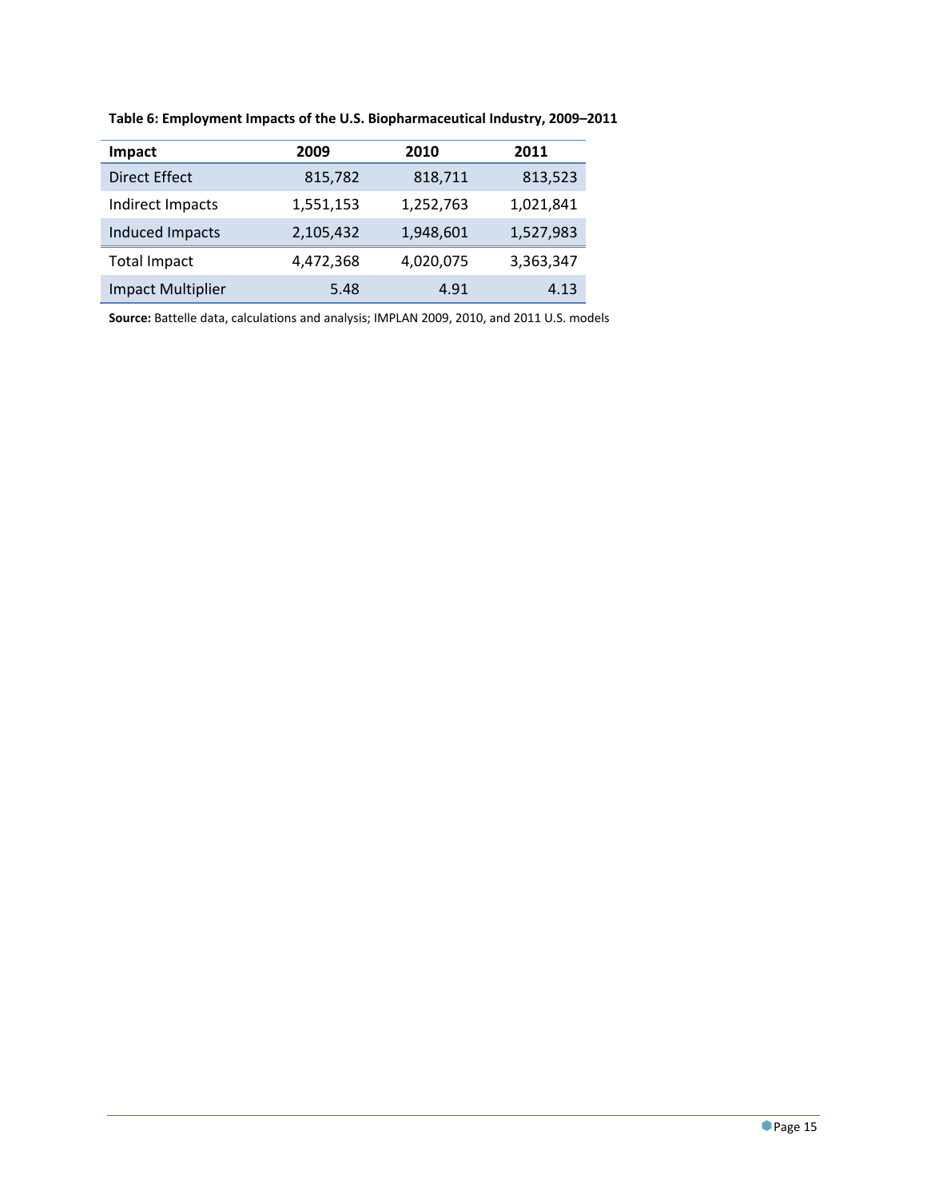**Table 6: Employment Impacts of the U.S. Biopharmaceutical Industry, 2009–2011**

| Impact | 2009 | 2010 | 2011 |
| --- | --- | --- | --- |
| Direct Effect | 815,782 | 818,711 | 813,523 |
| Indirect Impacts | 1,551,153 | 1,252,763 | 1,021,841 |
| Induced Impacts | 2,105,432 | 1,948,601 | 1,527,983 |
| Total Impact | 4,472,368 | 4,020,075 | 3,363,347 |
| Impact Multiplier | 5.48 | 4.91 | 4.13 |

**Source:** Battelle data, calculations and analysis; IMPLAN 2009, 2010, and 2011 U.S. models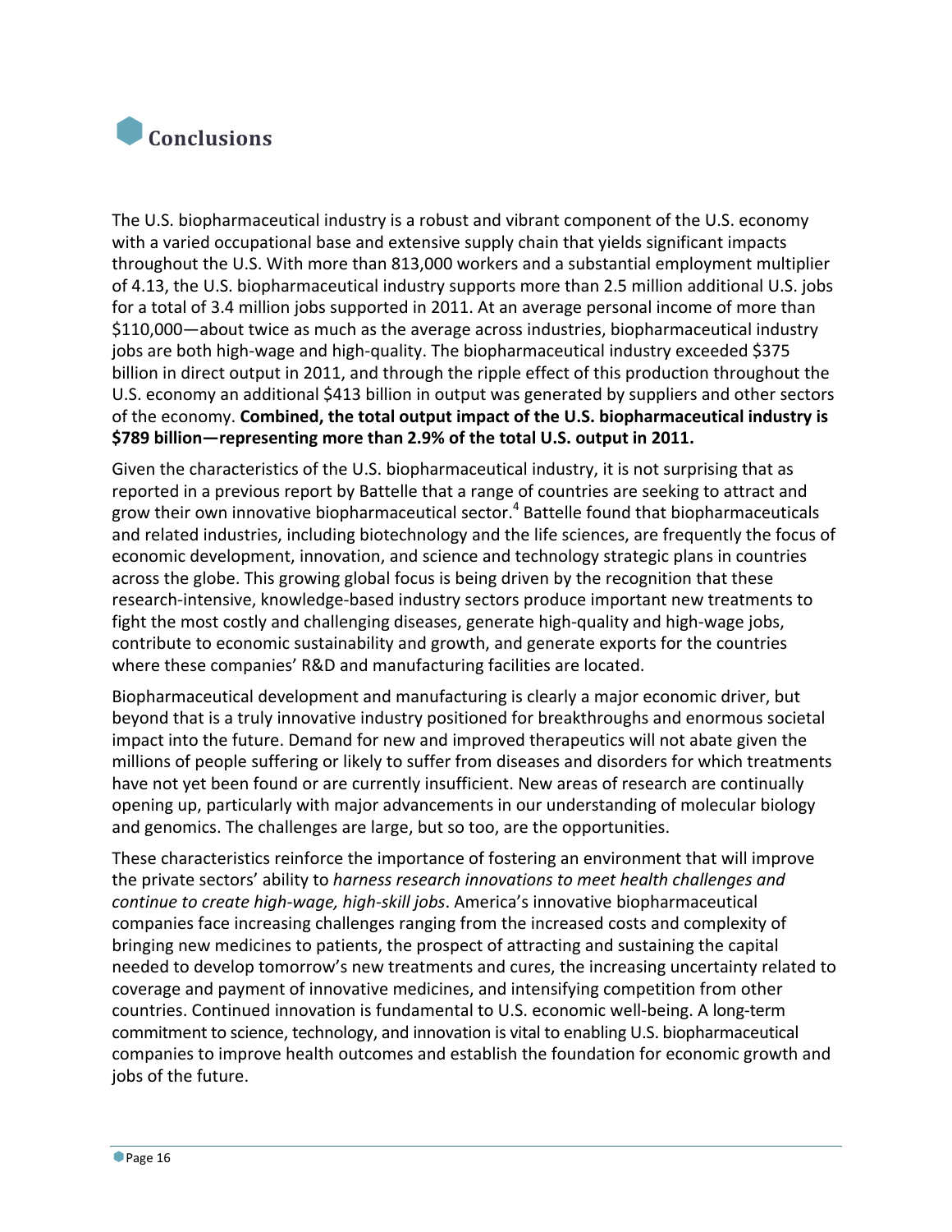# Conclusions

The U.S. biopharmaceutical industry is a robust and vibrant component of the U.S. economy with a varied occupational base and extensive supply chain that yields significant impacts throughout the U.S. With more than 813,000 workers and a substantial employment multiplier of 4.13, the U.S. biopharmaceutical industry supports more than 2.5 million additional U.S. jobs for a total of 3.4 million jobs supported in 2011. At an average personal income of more than $110,000—about twice as much as the average across industries, biopharmaceutical industry jobs are both high-wage and high-quality. The biopharmaceutical industry exceeded $375 billion in direct output in 2011, and through the ripple effect of this production throughout the U.S. economy an additional $413 billion in output was generated by suppliers and other sectors of the economy. **Combined, the total output impact of the U.S. biopharmaceutical industry is $789 billion—representing more than 2.9% of the total U.S. output in 2011.**

Given the characteristics of the U.S. biopharmaceutical industry, it is not surprising that as reported in a previous report by Battelle that a range of countries are seeking to attract and grow their own innovative biopharmaceutical sector.[4] Battelle found that biopharmaceuticals and related industries, including biotechnology and the life sciences, are frequently the focus of economic development, innovation, and science and technology strategic plans in countries across the globe. This growing global focus is being driven by the recognition that these research-intensive, knowledge-based industry sectors produce important new treatments to fight the most costly and challenging diseases, generate high-quality and high-wage jobs, contribute to economic sustainability and growth, and generate exports for the countries where these companies' R&D and manufacturing facilities are located.

Biopharmaceutical development and manufacturing is clearly a major economic driver, but beyond that is a truly innovative industry positioned for breakthroughs and enormous societal impact into the future. Demand for new and improved therapeutics will not abate given the millions of people suffering or likely to suffer from diseases and disorders for which treatments have not yet been found or are currently insufficient. New areas of research are continually opening up, particularly with major advancements in our understanding of molecular biology and genomics. The challenges are large, but so too, are the opportunities.

These characteristics reinforce the importance of fostering an environment that will improve the private sectors' ability to *harness research innovations to meet health challenges and continue to create high-wage, high-skill jobs*. America's innovative biopharmaceutical companies face increasing challenges ranging from the increased costs and complexity of bringing new medicines to patients, the prospect of attracting and sustaining the capital needed to develop tomorrow's new treatments and cures, the increasing uncertainty related to coverage and payment of innovative medicines, and intensifying competition from other countries. Continued innovation is fundamental to U.S. economic well-being. A long-term commitment to science, technology, and innovation is vital to enabling U.S. biopharmaceutical companies to improve health outcomes and establish the foundation for economic growth and jobs of the future.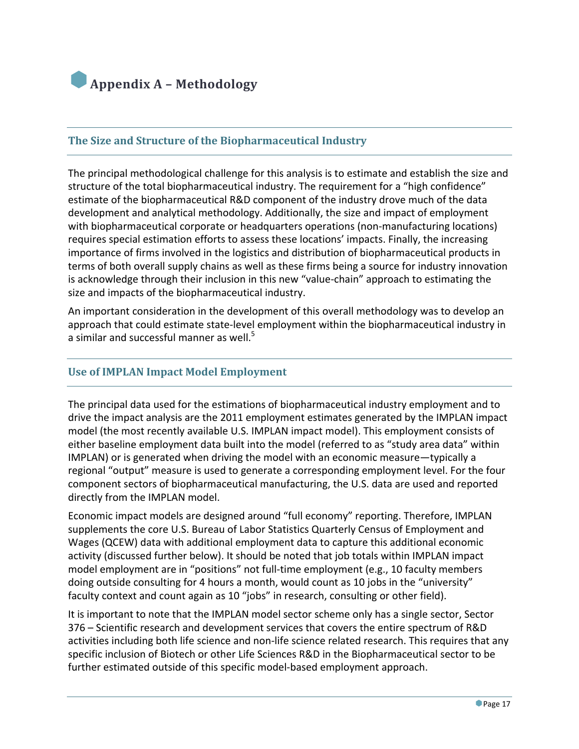# Appendix A – Methodology

## The Size and Structure of the Biopharmaceutical Industry

The principal methodological challenge for this analysis is to estimate and establish the size and structure of the total biopharmaceutical industry. The requirement for a "high confidence" estimate of the biopharmaceutical R&D component of the industry drove much of the data development and analytical methodology. Additionally, the size and impact of employment with biopharmaceutical corporate or headquarters operations (non-manufacturing locations) requires special estimation efforts to assess these locations' impacts. Finally, the increasing importance of firms involved in the logistics and distribution of biopharmaceutical products in terms of both overall supply chains as well as these firms being a source for industry innovation is acknowledge through their inclusion in this new "value-chain" approach to estimating the size and impacts of the biopharmaceutical industry.

An important consideration in the development of this overall methodology was to develop an approach that could estimate state-level employment within the biopharmaceutical industry in a similar and successful manner as well.[5]

## Use of IMPLAN Impact Model Employment

The principal data used for the estimations of biopharmaceutical industry employment and to drive the impact analysis are the 2011 employment estimates generated by the IMPLAN impact model (the most recently available U.S. IMPLAN impact model). This employment consists of either baseline employment data built into the model (referred to as "study area data" within IMPLAN) or is generated when driving the model with an economic measure—typically a regional "output" measure is used to generate a corresponding employment level. For the four component sectors of biopharmaceutical manufacturing, the U.S. data are used and reported directly from the IMPLAN model.

Economic impact models are designed around "full economy" reporting. Therefore, IMPLAN supplements the core U.S. Bureau of Labor Statistics Quarterly Census of Employment and Wages (QCEW) data with additional employment data to capture this additional economic activity (discussed further below). It should be noted that job totals within IMPLAN impact model employment are in "positions" not full-time employment (e.g., 10 faculty members doing outside consulting for 4 hours a month, would count as 10 jobs in the "university" faculty context and count again as 10 "jobs" in research, consulting or other field).

It is important to note that the IMPLAN model sector scheme only has a single sector, Sector 376 – Scientific research and development services that covers the entire spectrum of R&D activities including both life science and non-life science related research. This requires that any specific inclusion of Biotech or other Life Sciences R&D in the Biopharmaceutical sector to be further estimated outside of this specific model-based employment approach.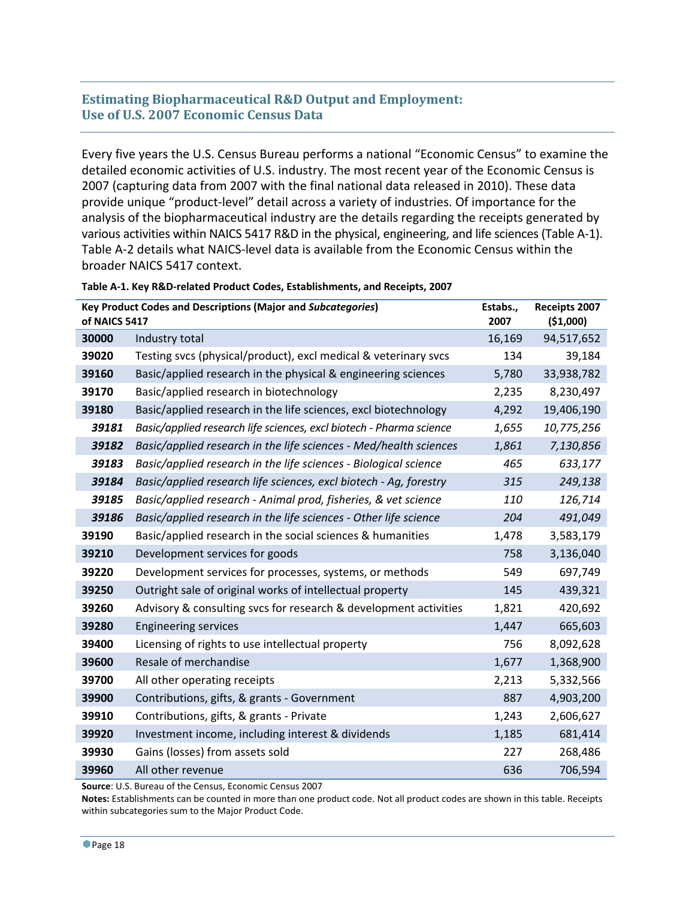## Estimating Biopharmaceutical R&D Output and Employment: Use of U.S. 2007 Economic Census Data

Every five years the U.S. Census Bureau performs a national "Economic Census" to examine the detailed economic activities of U.S. industry. The most recent year of the Economic Census is 2007 (capturing data from 2007 with the final national data released in 2010). These data provide unique "product-level" detail across a variety of industries. Of importance for the analysis of the biopharmaceutical industry are the details regarding the receipts generated by various activities within NAICS 5417 R&D in the physical, engineering, and life sciences (Table A-1). Table A-2 details what NAICS-level data is available from the Economic Census within the broader NAICS 5417 context.

**Table A-1. Key R&D-related Product Codes, Establishments, and Receipts, 2007**

| Key Product Codes and Descriptions (Major and *Subcategories*) of NAICS 5417 | | Estabs., 2007 | Receipts 2007 ($1,000) |
|---|---|---|---|
| **30000** | Industry total | 16,169 | 94,517,652 |
| **39020** | Testing svcs (physical/product), excl medical & veterinary svcs | 134 | 39,184 |
| **39160** | Basic/applied research in the physical & engineering sciences | 5,780 | 33,938,782 |
| **39170** | Basic/applied research in biotechnology | 2,235 | 8,230,497 |
| **39180** | Basic/applied research in the life sciences, excl biotechnology | 4,292 | 19,406,190 |
| ***39181*** | *Basic/applied research life sciences, excl biotech - Pharma science* | *1,655* | *10,775,256* |
| ***39182*** | *Basic/applied research in the life sciences - Med/health sciences* | *1,861* | *7,130,856* |
| ***39183*** | *Basic/applied research in the life sciences - Biological science* | *465* | *633,177* |
| ***39184*** | *Basic/applied research life sciences, excl biotech - Ag, forestry* | *315* | *249,138* |
| ***39185*** | *Basic/applied research - Animal prod, fisheries, & vet science* | *110* | *126,714* |
| ***39186*** | *Basic/applied research in the life sciences - Other life science* | *204* | *491,049* |
| **39190** | Basic/applied research in the social sciences & humanities | 1,478 | 3,583,179 |
| **39210** | Development services for goods | 758 | 3,136,040 |
| **39220** | Development services for processes, systems, or methods | 549 | 697,749 |
| **39250** | Outright sale of original works of intellectual property | 145 | 439,321 |
| **39260** | Advisory & consulting svcs for research & development activities | 1,821 | 420,692 |
| **39280** | Engineering services | 1,447 | 665,603 |
| **39400** | Licensing of rights to use intellectual property | 756 | 8,092,628 |
| **39600** | Resale of merchandise | 1,677 | 1,368,900 |
| **39700** | All other operating receipts | 2,213 | 5,332,566 |
| **39900** | Contributions, gifts, & grants - Government | 887 | 4,903,200 |
| **39910** | Contributions, gifts, & grants - Private | 1,243 | 2,606,627 |
| **39920** | Investment income, including interest & dividends | 1,185 | 681,414 |
| **39930** | Gains (losses) from assets sold | 227 | 268,486 |
| **39960** | All other revenue | 636 | 706,594 |

**Source**: U.S. Bureau of the Census, Economic Census 2007

**Notes:** Establishments can be counted in more than one product code. Not all product codes are shown in this table. Receipts within subcategories sum to the Major Product Code.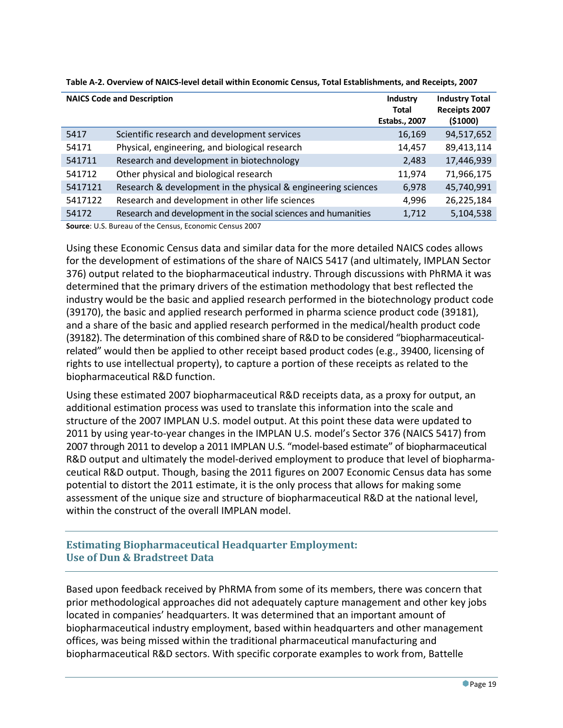**Table A-2. Overview of NAICS-level detail within Economic Census, Total Establishments, and Receipts, 2007**

| NAICS Code and Description | | Industry Total Estabs., 2007 | Industry Total Receipts 2007 ($1000) |
|---|---|---|---|
| 5417 | Scientific research and development services | 16,169 | 94,517,652 |
| 54171 | Physical, engineering, and biological research | 14,457 | 89,413,114 |
| 541711 | Research and development in biotechnology | 2,483 | 17,446,939 |
| 541712 | Other physical and biological research | 11,974 | 71,966,175 |
| 5417121 | Research & development in the physical & engineering sciences | 6,978 | 45,740,991 |
| 5417122 | Research and development in other life sciences | 4,996 | 26,225,184 |
| 54172 | Research and development in the social sciences and humanities | 1,712 | 5,104,538 |

**Source**: U.S. Bureau of the Census, Economic Census 2007

Using these Economic Census data and similar data for the more detailed NAICS codes allows for the development of estimations of the share of NAICS 5417 (and ultimately, IMPLAN Sector 376) output related to the biopharmaceutical industry. Through discussions with PhRMA it was determined that the primary drivers of the estimation methodology that best reflected the industry would be the basic and applied research performed in the biotechnology product code (39170), the basic and applied research performed in pharma science product code (39181), and a share of the basic and applied research performed in the medical/health product code (39182). The determination of this combined share of R&D to be considered "biopharmaceutical-related" would then be applied to other receipt based product codes (e.g., 39400, licensing of rights to use intellectual property), to capture a portion of these receipts as related to the biopharmaceutical R&D function.

Using these estimated 2007 biopharmaceutical R&D receipts data, as a proxy for output, an additional estimation process was used to translate this information into the scale and structure of the 2007 IMPLAN U.S. model output. At this point these data were updated to 2011 by using year-to-year changes in the IMPLAN U.S. model's Sector 376 (NAICS 5417) from 2007 through 2011 to develop a 2011 IMPLAN U.S. "model-based estimate" of biopharmaceutical R&D output and ultimately the model-derived employment to produce that level of biopharmaceutical R&D output. Though, basing the 2011 figures on 2007 Economic Census data has some potential to distort the 2011 estimate, it is the only process that allows for making some assessment of the unique size and structure of biopharmaceutical R&D at the national level, within the construct of the overall IMPLAN model.

## Estimating Biopharmaceutical Headquarter Employment: Use of Dun & Bradstreet Data

Based upon feedback received by PhRMA from some of its members, there was concern that prior methodological approaches did not adequately capture management and other key jobs located in companies' headquarters. It was determined that an important amount of biopharmaceutical industry employment, based within headquarters and other management offices, was being missed within the traditional pharmaceutical manufacturing and biopharmaceutical R&D sectors. With specific corporate examples to work from, Battelle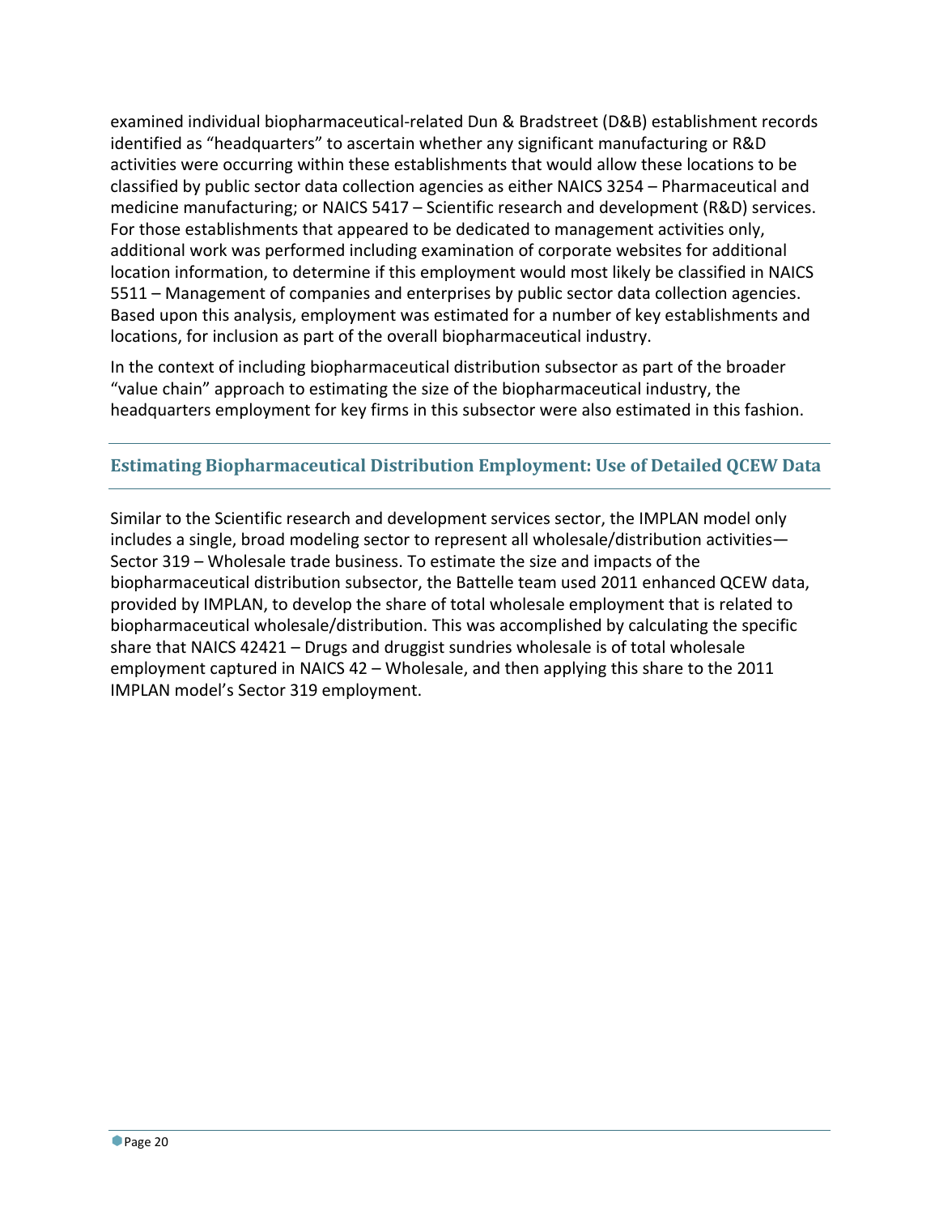examined individual biopharmaceutical-related Dun & Bradstreet (D&B) establishment records identified as "headquarters" to ascertain whether any significant manufacturing or R&D activities were occurring within these establishments that would allow these locations to be classified by public sector data collection agencies as either NAICS 3254 – Pharmaceutical and medicine manufacturing; or NAICS 5417 – Scientific research and development (R&D) services. For those establishments that appeared to be dedicated to management activities only, additional work was performed including examination of corporate websites for additional location information, to determine if this employment would most likely be classified in NAICS 5511 – Management of companies and enterprises by public sector data collection agencies. Based upon this analysis, employment was estimated for a number of key establishments and locations, for inclusion as part of the overall biopharmaceutical industry.

In the context of including biopharmaceutical distribution subsector as part of the broader "value chain" approach to estimating the size of the biopharmaceutical industry, the headquarters employment for key firms in this subsector were also estimated in this fashion.

### Estimating Biopharmaceutical Distribution Employment: Use of Detailed QCEW Data

Similar to the Scientific research and development services sector, the IMPLAN model only includes a single, broad modeling sector to represent all wholesale/distribution activities—Sector 319 – Wholesale trade business. To estimate the size and impacts of the biopharmaceutical distribution subsector, the Battelle team used 2011 enhanced QCEW data, provided by IMPLAN, to develop the share of total wholesale employment that is related to biopharmaceutical wholesale/distribution. This was accomplished by calculating the specific share that NAICS 42421 – Drugs and druggist sundries wholesale is of total wholesale employment captured in NAICS 42 – Wholesale, and then applying this share to the 2011 IMPLAN model's Sector 319 employment.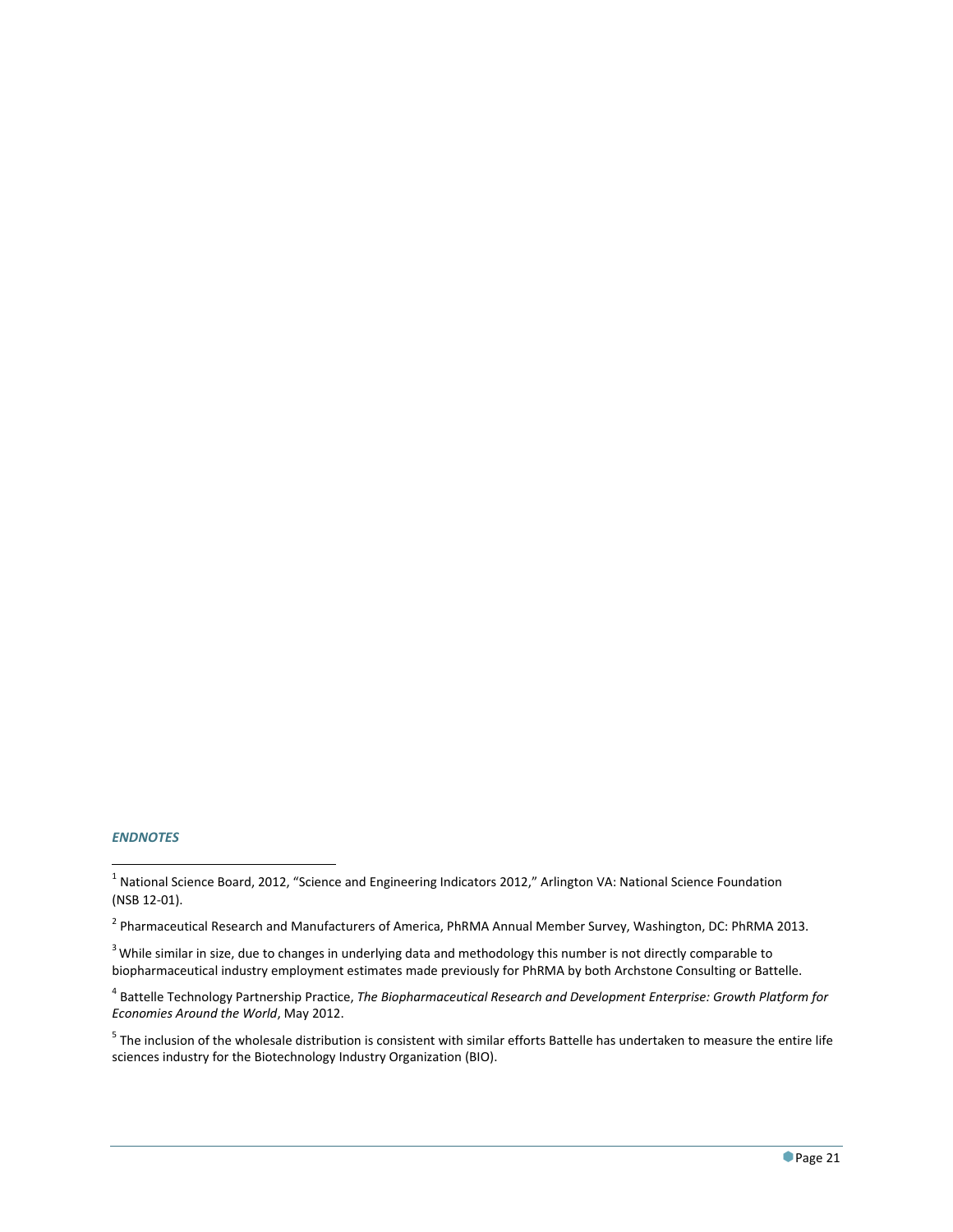***ENDNOTES***

[1] National Science Board, 2012, “Science and Engineering Indicators 2012,” Arlington VA: National Science Foundation (NSB 12-01).

[2] Pharmaceutical Research and Manufacturers of America, PhRMA Annual Member Survey, Washington, DC: PhRMA 2013.

[3] While similar in size, due to changes in underlying data and methodology this number is not directly comparable to biopharmaceutical industry employment estimates made previously for PhRMA by both Archstone Consulting or Battelle.

[4] Battelle Technology Partnership Practice, *The Biopharmaceutical Research and Development Enterprise: Growth Platform for Economies Around the World*, May 2012.

[5] The inclusion of the wholesale distribution is consistent with similar efforts Battelle has undertaken to measure the entire life sciences industry for the Biotechnology Industry Organization (BIO).